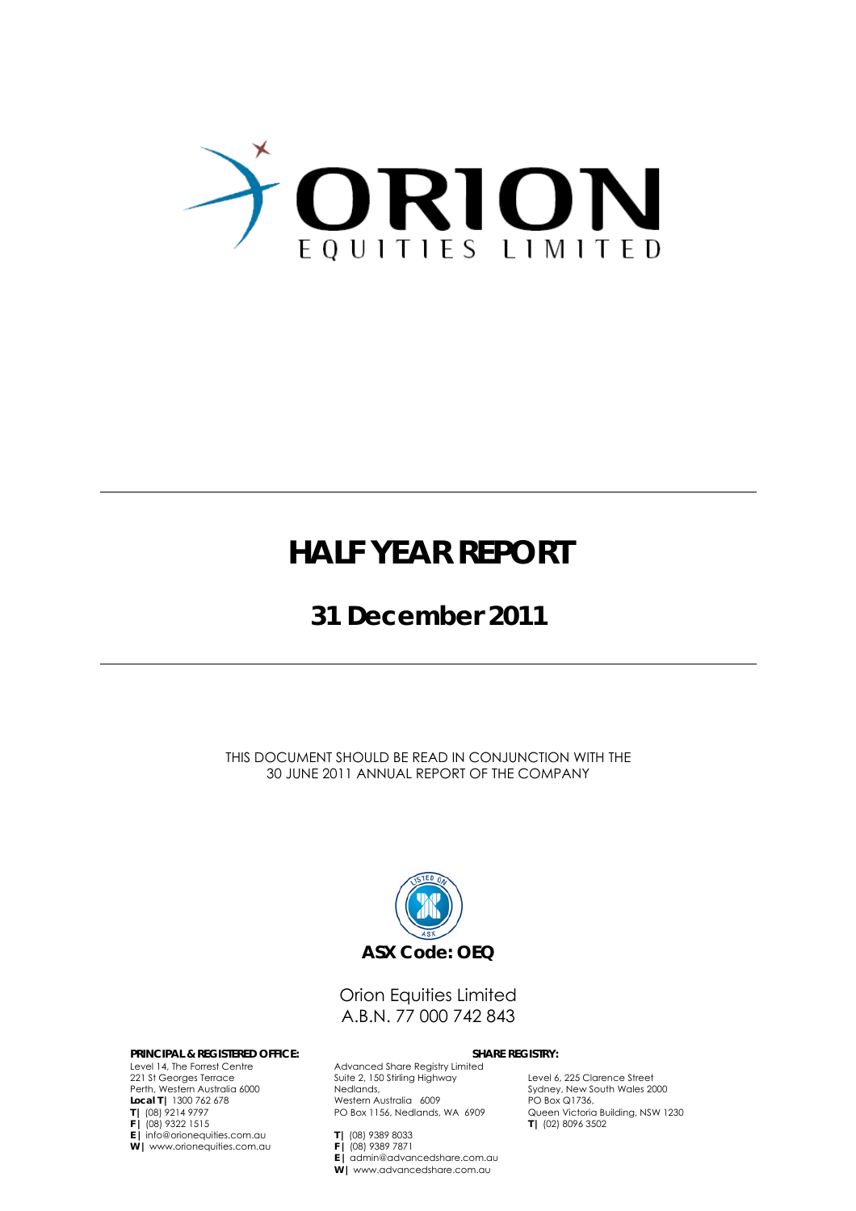# ORION

EQUITIES LIMITED

# HALF YEAR REPORT

## 31 December 2011

THIS DOCUMENT SHOULD BE READ IN CONJUNCTION WITH THE 30 JUNE 2011 ANNUAL REPORT OF THE COMPANY

**ASX Code: OEQ**

Orion Equities Limited
A.B.N. 77 000 742 843

**PRINCIPAL & REGISTERED OFFICE:**

Level 14, The Forrest Centre
221 St Georges Terrace
Perth, Western Australia 6000
**Local T|** 1300 762 678
**T|** (08) 9214 9797
**F|** (08) 9322 1515
**E|** info@orionequities.com.au
**W|** www.orionequities.com.au

**SHARE REGISTRY:**

Advanced Share Registry Limited
Suite 2, 150 Stirling Highway
Nedlands,
Western Australia 6009
PO Box 1156, Nedlands, WA 6909

**T|** (08) 9389 8033
**F|** (08) 9389 7871
**E|** admin@advancedshare.com.au
**W|** www.advancedshare.com.au

Level 6, 225 Clarence Street
Sydney, New South Wales 2000
PO Box Q1736,
Queen Victoria Building, NSW 1230
**T|** (02) 8096 3502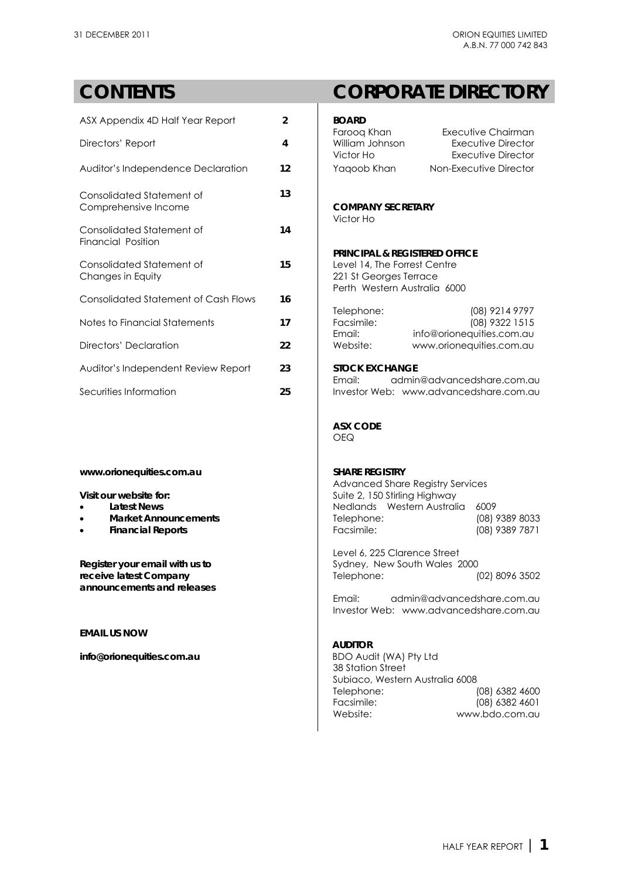# CONTENTS

| | |
|---|---|
| ASX Appendix 4D Half Year Report | **2** |
| Directors' Report | **4** |
| Auditor's Independence Declaration | **12** |
| Consolidated Statement of Comprehensive Income | **13** |
| Consolidated Statement of Financial Position | **14** |
| Consolidated Statement of Changes in Equity | **15** |
| Consolidated Statement of Cash Flows | **16** |
| Notes to Financial Statements | **17** |
| Directors' Declaration | **22** |
| Auditor's Independent Review Report | **23** |
| Securities Information | **25** |

**www.orionequities.com.au**

**Visit our website for:**

- **Latest News**
- **Market Announcements**
- **Financial Reports**

**Register your email with us to receive latest Company announcements and releases**

**EMAIL US NOW**

**info@orionequities.com.au**

# CORPORATE DIRECTORY

**BOARD**

| | |
|---|---|
| Farooq Khan | Executive Chairman |
| William Johnson | Executive Director |
| Victor Ho | Executive Director |
| Yaqoob Khan | Non-Executive Director |

**COMPANY SECRETARY**

Victor Ho

**PRINCIPAL & REGISTERED OFFICE**

Level 14, The Forrest Centre
221 St Georges Terrace
Perth Western Australia 6000

Telephone: (08) 9214 9797
Facsimile: (08) 9322 1515
Email: info@orionequities.com.au
Website: www.orionequities.com.au

**STOCK EXCHANGE**

Email: admin@advancedshare.com.au
Investor Web: www.advancedshare.com.au

**ASX CODE**

OEQ

**SHARE REGISTRY**

Advanced Share Registry Services
Suite 2, 150 Stirling Highway
Nedlands Western Australia 6009
Telephone: (08) 9389 8033
Facsimile: (08) 9389 7871

Level 6, 225 Clarence Street
Sydney, New South Wales 2000
Telephone: (02) 8096 3502

Email: admin@advancedshare.com.au
Investor Web: www.advancedshare.com.au

**AUDITOR**

BDO Audit (WA) Pty Ltd
38 Station Street
Subiaco, Western Australia 6008
Telephone: (08) 6382 4600
Facsimile: (08) 6382 4601
Website: www.bdo.com.au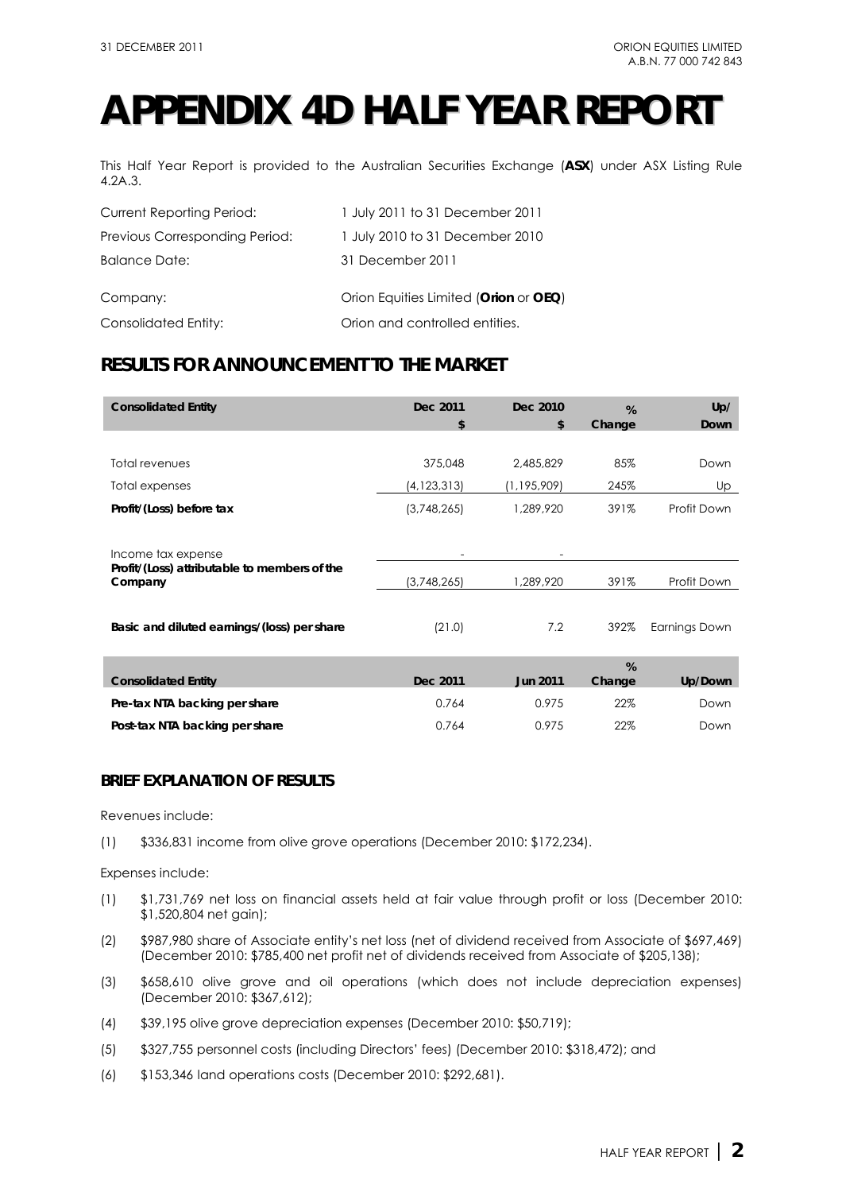# APPENDIX 4D HALF YEAR REPORT

This Half Year Report is provided to the Australian Securities Exchange (**ASX**) under ASX Listing Rule 4.2A.3.

| | |
|---|---|
| Current Reporting Period: | 1 July 2011 to 31 December 2011 |
| Previous Corresponding Period: | 1 July 2010 to 31 December 2010 |
| Balance Date: | 31 December 2011 |
| Company: | Orion Equities Limited (**Orion** or **OEQ**) |
| Consolidated Entity: | Orion and controlled entities. |

## RESULTS FOR ANNOUNCEMENT TO THE MARKET

| Consolidated Entity | Dec 2011 $ | Dec 2010 $ | % Change | Up/ Down |
|---|---|---|---|---|
| Total revenues | 375,048 | 2,485,829 | 85% | Down |
| Total expenses | (4,123,313) | (1,195,909) | 245% | Up |
| **Profit/(Loss) before tax** | (3,748,265) | 1,289,920 | 391% | Profit Down |
| Income tax expense | - | - | | |
| **Profit/(Loss) attributable to members of the Company** | (3,748,265) | 1,289,920 | 391% | Profit Down |
| **Basic and diluted earnings/(loss) per share** | (21.0) | 7.2 | 392% | Earnings Down |

| Consolidated Entity | Dec 2011 | Jun 2011 | % Change | Up/Down |
|---|---|---|---|---|
| **Pre-tax NTA backing per share** | 0.764 | 0.975 | 22% | Down |
| **Post-tax NTA backing per share** | 0.764 | 0.975 | 22% | Down |

### BRIEF EXPLANATION OF RESULTS

Revenues include:

(1) $336,831 income from olive grove operations (December 2010: $172,234).

Expenses include:

(1) $1,731,769 net loss on financial assets held at fair value through profit or loss (December 2010: $1,520,804 net gain);

(2) $987,980 share of Associate entity's net loss (net of dividend received from Associate of $697,469) (December 2010: $785,400 net profit net of dividends received from Associate of $205,138);

(3) $658,610 olive grove and oil operations (which does not include depreciation expenses) (December 2010: $367,612);

(4) $39,195 olive grove depreciation expenses (December 2010: $50,719);

(5) $327,755 personnel costs (including Directors' fees) (December 2010: $318,472); and

(6) $153,346 land operations costs (December 2010: $292,681).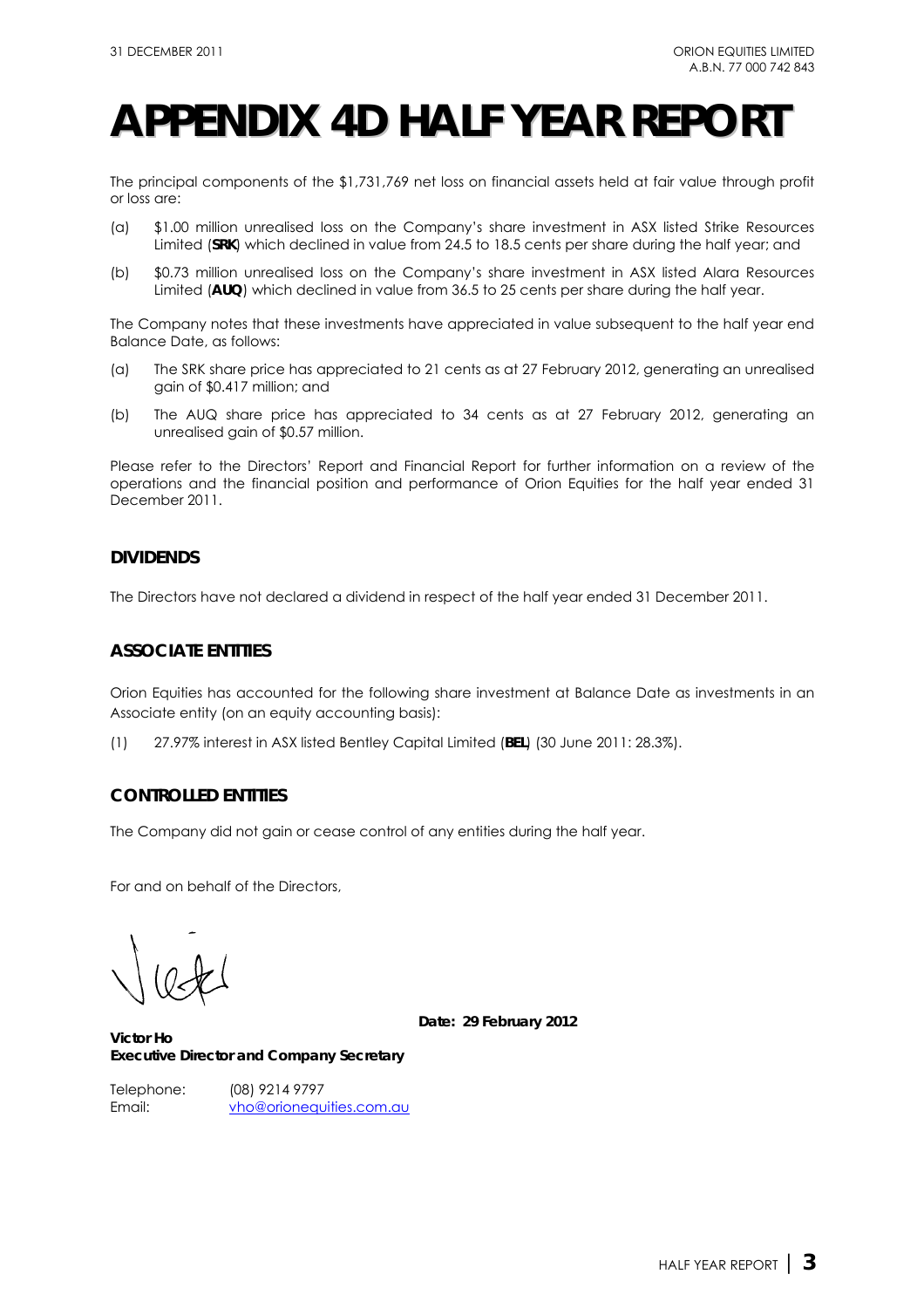# APPENDIX 4D HALF YEAR REPORT

The principal components of the $1,731,769 net loss on financial assets held at fair value through profit or loss are:

(a) $1.00 million unrealised loss on the Company's share investment in ASX listed Strike Resources Limited (**SRK**) which declined in value from 24.5 to 18.5 cents per share during the half year; and

(b) $0.73 million unrealised loss on the Company's share investment in ASX listed Alara Resources Limited (**AUQ**) which declined in value from 36.5 to 25 cents per share during the half year.

The Company notes that these investments have appreciated in value subsequent to the half year end Balance Date, as follows:

(a) The SRK share price has appreciated to 21 cents as at 27 February 2012, generating an unrealised gain of $0.417 million; and

(b) The AUQ share price has appreciated to 34 cents as at 27 February 2012, generating an unrealised gain of $0.57 million.

Please refer to the Directors' Report and Financial Report for further information on a review of the operations and the financial position and performance of Orion Equities for the half year ended 31 December 2011.

## DIVIDENDS

The Directors have not declared a dividend in respect of the half year ended 31 December 2011.

## ASSOCIATE ENTITIES

Orion Equities has accounted for the following share investment at Balance Date as investments in an Associate entity (on an equity accounting basis):

(1) 27.97% interest in ASX listed Bentley Capital Limited (**BEL**) (30 June 2011: 28.3%).

## CONTROLLED ENTITIES

The Company did not gain or cease control of any entities during the half year.

For and on behalf of the Directors,

**Date: 29 February 2012**

**Victor Ho**
**Executive Director and Company Secretary**

Telephone: (08) 9214 9797
Email: vho@orionequities.com.au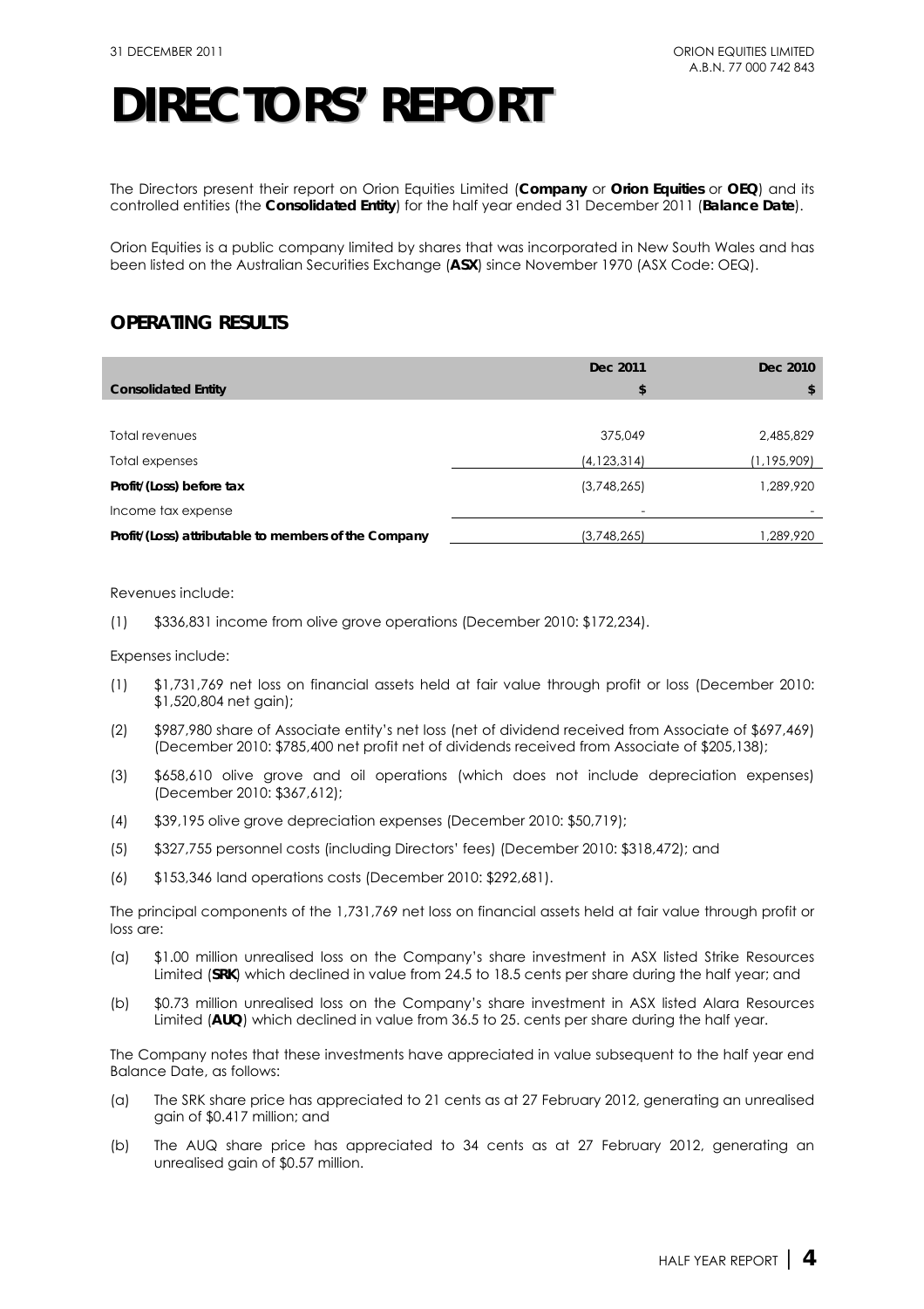# DIRECTORS' REPORT

The Directors present their report on Orion Equities Limited (**Company** or **Orion Equities** or **OEQ**) and its controlled entities (the **Consolidated Entity**) for the half year ended 31 December 2011 (**Balance Date**).

Orion Equities is a public company limited by shares that was incorporated in New South Wales and has been listed on the Australian Securities Exchange (**ASX**) since November 1970 (ASX Code: OEQ).

## OPERATING RESULTS

| Consolidated Entity | Dec 2011 $ | Dec 2010 $ |
|---|---|---|
| Total revenues | 375,049 | 2,485,829 |
| Total expenses | (4,123,314) | (1,195,909) |
| **Profit/(Loss) before tax** | (3,748,265) | 1,289,920 |
| Income tax expense | - | - |
| **Profit/(Loss) attributable to members of the Company** | (3,748,265) | 1,289,920 |

Revenues include:

(1) $336,831 income from olive grove operations (December 2010: $172,234).

Expenses include:

(1) $1,731,769 net loss on financial assets held at fair value through profit or loss (December 2010: $1,520,804 net gain);

(2) $987,980 share of Associate entity's net loss (net of dividend received from Associate of $697,469) (December 2010: $785,400 net profit net of dividends received from Associate of $205,138);

(3) $658,610 olive grove and oil operations (which does not include depreciation expenses) (December 2010: $367,612);

(4) $39,195 olive grove depreciation expenses (December 2010: $50,719);

(5) $327,755 personnel costs (including Directors' fees) (December 2010: $318,472); and

(6) $153,346 land operations costs (December 2010: $292,681).

The principal components of the 1,731,769 net loss on financial assets held at fair value through profit or loss are:

(a) $1.00 million unrealised loss on the Company's share investment in ASX listed Strike Resources Limited (**SRK**) which declined in value from 24.5 to 18.5 cents per share during the half year; and

(b) $0.73 million unrealised loss on the Company's share investment in ASX listed Alara Resources Limited (**AUQ**) which declined in value from 36.5 to 25. cents per share during the half year.

The Company notes that these investments have appreciated in value subsequent to the half year end Balance Date, as follows:

(a) The SRK share price has appreciated to 21 cents as at 27 February 2012, generating an unrealised gain of $0.417 million; and

(b) The AUQ share price has appreciated to 34 cents as at 27 February 2012, generating an unrealised gain of $0.57 million.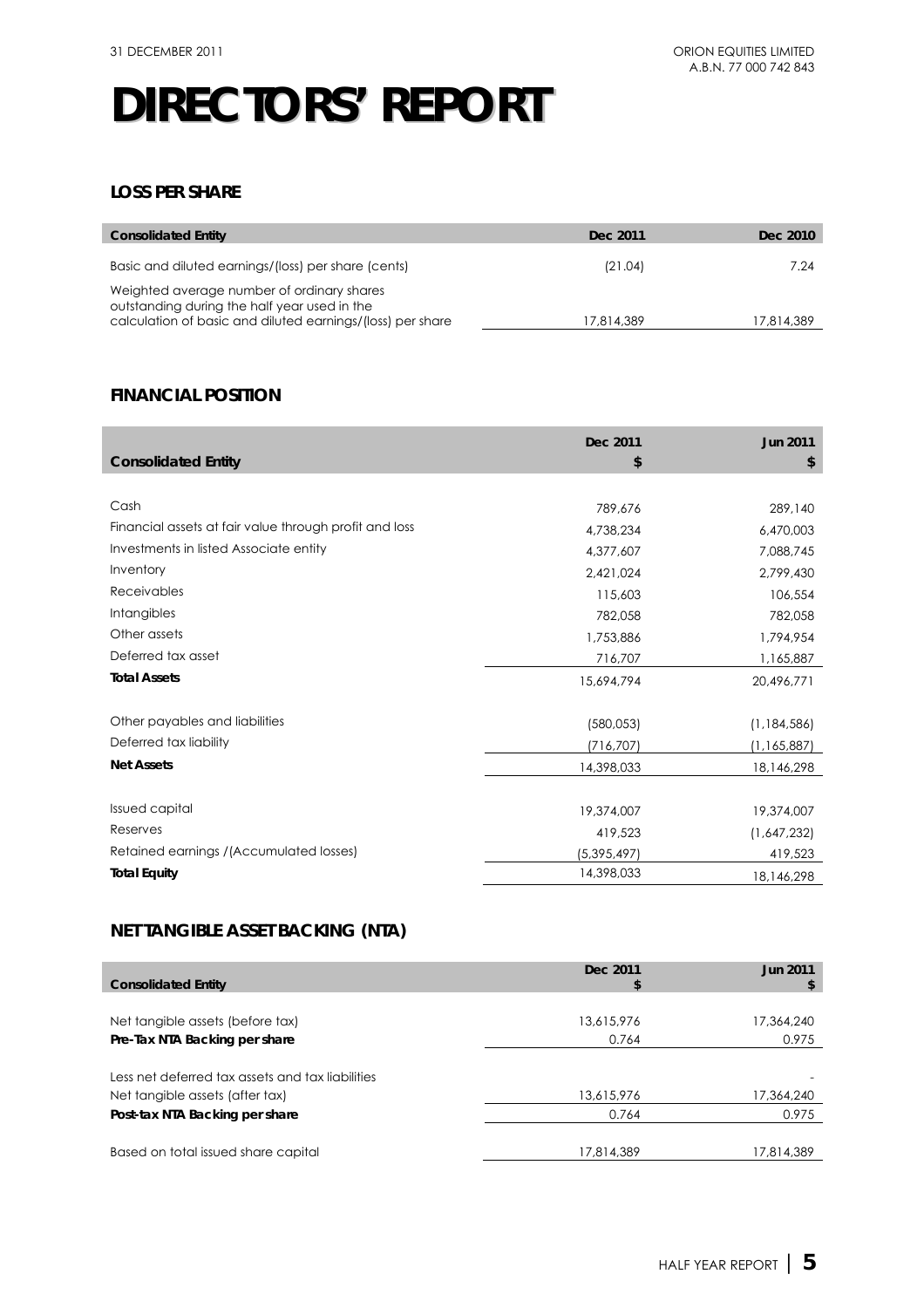# DIRECTORS' REPORT

## LOSS PER SHARE

| Consolidated Entity | Dec 2011 | Dec 2010 |
|---|---|---|
| Basic and diluted earnings/(loss) per share (cents) | (21.04) | 7.24 |
| Weighted average number of ordinary shares outstanding during the half year used in the calculation of basic and diluted earnings/(loss) per share | 17,814,389 | 17,814,389 |

## FINANCIAL POSITION

| Consolidated Entity | Dec 2011 $ | Jun 2011 $ |
|---|---|---|
| Cash | 789,676 | 289,140 |
| Financial assets at fair value through profit and loss | 4,738,234 | 6,470,003 |
| Investments in listed Associate entity | 4,377,607 | 7,088,745 |
| Inventory | 2,421,024 | 2,799,430 |
| Receivables | 115,603 | 106,554 |
| Intangibles | 782,058 | 782,058 |
| Other assets | 1,753,886 | 1,794,954 |
| Deferred tax asset | 716,707 | 1,165,887 |
| **Total Assets** | 15,694,794 | 20,496,771 |
| Other payables and liabilities | (580,053) | (1,184,586) |
| Deferred tax liability | (716,707) | (1,165,887) |
| **Net Assets** | 14,398,033 | 18,146,298 |
| Issued capital | 19,374,007 | 19,374,007 |
| Reserves | 419,523 | (1,647,232) |
| Retained earnings /(Accumulated losses) | (5,395,497) | 419,523 |
| **Total Equity** | 14,398,033 | 18,146,298 |

## NET TANGIBLE ASSET BACKING (NTA)

| Consolidated Entity | Dec 2011 $ | Jun 2011 $ |
|---|---|---|
| Net tangible assets (before tax) | 13,615,976 | 17,364,240 |
| **Pre-Tax NTA Backing per share** | 0.764 | 0.975 |
| Less net deferred tax assets and tax liabilities | | - |
| Net tangible assets (after tax) | 13,615,976 | 17,364,240 |
| **Post-tax NTA Backing per share** | 0.764 | 0.975 |
| Based on total issued share capital | 17,814,389 | 17,814,389 |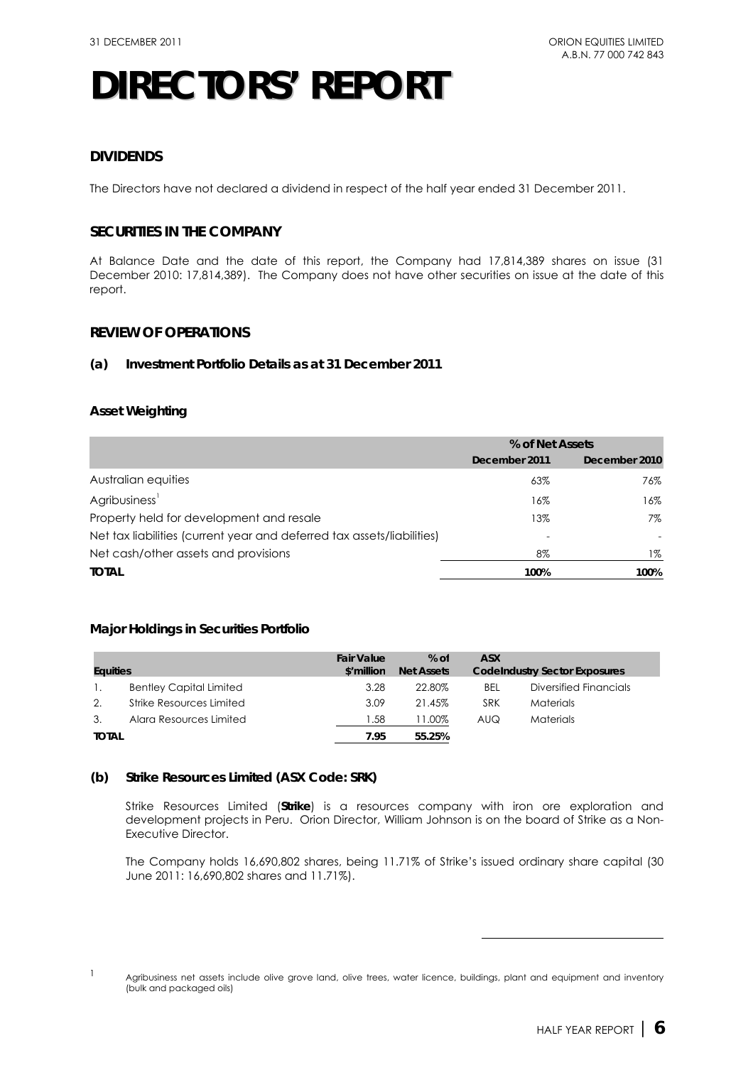# DIRECTORS' REPORT

## DIVIDENDS

The Directors have not declared a dividend in respect of the half year ended 31 December 2011.

## SECURITIES IN THE COMPANY

At Balance Date and the date of this report, the Company had 17,814,389 shares on issue (31 December 2010: 17,814,389). The Company does not have other securities on issue at the date of this report.

## REVIEW OF OPERATIONS

### (a) Investment Portfolio Details as at 31 December 2011

#### Asset Weighting

| | % of Net Assets | |
|---|---|---|
| | **December 2011** | **December 2010** |
| Australian equities | 63% | 76% |
| Agribusiness[1] | 16% | 16% |
| Property held for development and resale | 13% | 7% |
| Net tax liabilities (current year and deferred tax assets/liabilities) | - | - |
| Net cash/other assets and provisions | 8% | 1% |
| **TOTAL** | **100%** | **100%** |

#### Major Holdings in Securities Portfolio

| Equities | | Fair Value $'million | % of Net Assets | ASX Code | Industry Sector Exposures |
|---|---|---|---|---|---|
| 1. | Bentley Capital Limited | 3.28 | 22.80% | BEL | Diversified Financials |
| 2. | Strike Resources Limited | 3.09 | 21.45% | SRK | Materials |
| 3. | Alara Resources Limited | 1.58 | 11.00% | AUQ | Materials |
| **TOTAL** | | **7.95** | **55.25%** | | |

### (b) Strike Resources Limited (ASX Code: SRK)

Strike Resources Limited (**Strike**) is a resources company with iron ore exploration and development projects in Peru. Orion Director, William Johnson is on the board of Strike as a Non-Executive Director.

The Company holds 16,690,802 shares, being 11.71% of Strike's issued ordinary share capital (30 June 2011: 16,690,802 shares and 11.71%).

---

[1] Agribusiness net assets include olive grove land, olive trees, water licence, buildings, plant and equipment and inventory (bulk and packaged oils)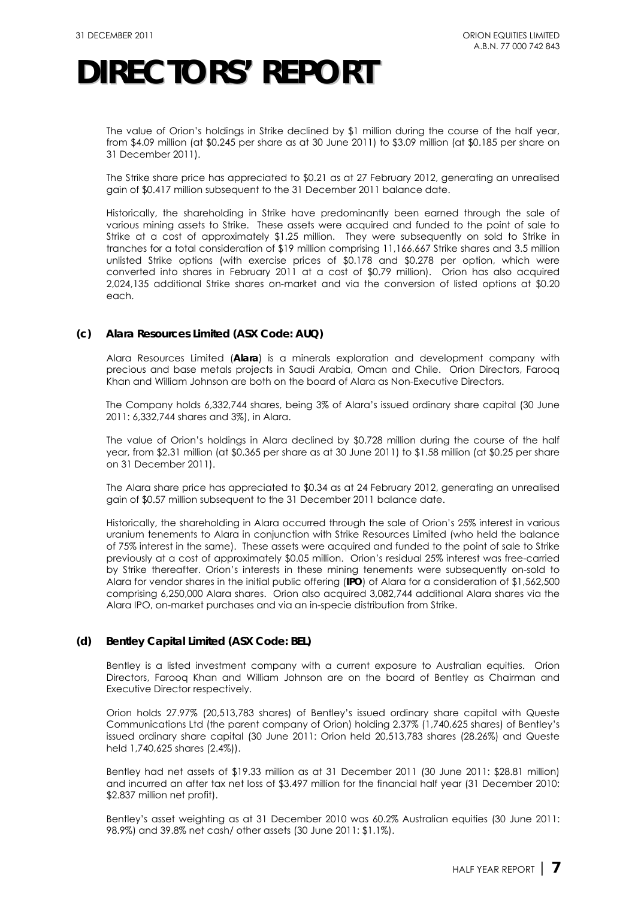# DIRECTORS' REPORT

The value of Orion's holdings in Strike declined by $1 million during the course of the half year, from $4.09 million (at $0.245 per share as at 30 June 2011) to $3.09 million (at $0.185 per share on 31 December 2011).

The Strike share price has appreciated to $0.21 as at 27 February 2012, generating an unrealised gain of $0.417 million subsequent to the 31 December 2011 balance date.

Historically, the shareholding in Strike have predominantly been earned through the sale of various mining assets to Strike. These assets were acquired and funded to the point of sale to Strike at a cost of approximately $1.25 million. They were subsequently on sold to Strike in tranches for a total consideration of $19 million comprising 11,166,667 Strike shares and 3.5 million unlisted Strike options (with exercise prices of $0.178 and $0.278 per option, which were converted into shares in February 2011 at a cost of $0.79 million). Orion has also acquired 2,024,135 additional Strike shares on-market and via the conversion of listed options at $0.20 each.

### (c) Alara Resources Limited (ASX Code: AUQ)

Alara Resources Limited (**Alara**) is a minerals exploration and development company with precious and base metals projects in Saudi Arabia, Oman and Chile. Orion Directors, Farooq Khan and William Johnson are both on the board of Alara as Non-Executive Directors.

The Company holds 6,332,744 shares, being 3% of Alara's issued ordinary share capital (30 June 2011: 6,332,744 shares and 3%), in Alara.

The value of Orion's holdings in Alara declined by $0.728 million during the course of the half year, from $2.31 million (at $0.365 per share as at 30 June 2011) to $1.58 million (at $0.25 per share on 31 December 2011).

The Alara share price has appreciated to $0.34 as at 24 February 2012, generating an unrealised gain of $0.57 million subsequent to the 31 December 2011 balance date.

Historically, the shareholding in Alara occurred through the sale of Orion's 25% interest in various uranium tenements to Alara in conjunction with Strike Resources Limited (who held the balance of 75% interest in the same). These assets were acquired and funded to the point of sale to Strike previously at a cost of approximately $0.05 million. Orion's residual 25% interest was free-carried by Strike thereafter. Orion's interests in these mining tenements were subsequently on-sold to Alara for vendor shares in the initial public offering (**IPO**) of Alara for a consideration of $1,562,500 comprising 6,250,000 Alara shares. Orion also acquired 3,082,744 additional Alara shares via the Alara IPO, on-market purchases and via an in-specie distribution from Strike.

### (d) Bentley Capital Limited (ASX Code: BEL)

Bentley is a listed investment company with a current exposure to Australian equities. Orion Directors, Farooq Khan and William Johnson are on the board of Bentley as Chairman and Executive Director respectively.

Orion holds 27.97% (20,513,783 shares) of Bentley's issued ordinary share capital with Queste Communications Ltd (the parent company of Orion) holding 2.37% (1,740,625 shares) of Bentley's issued ordinary share capital (30 June 2011: Orion held 20,513,783 shares (28.26%) and Queste held 1,740,625 shares (2.4%)).

Bentley had net assets of $19.33 million as at 31 December 2011 (30 June 2011: $28.81 million) and incurred an after tax net loss of $3.497 million for the financial half year (31 December 2010: $2.837 million net profit).

Bentley's asset weighting as at 31 December 2010 was 60.2% Australian equities (30 June 2011: 98.9%) and 39.8% net cash/ other assets (30 June 2011: $1.1%).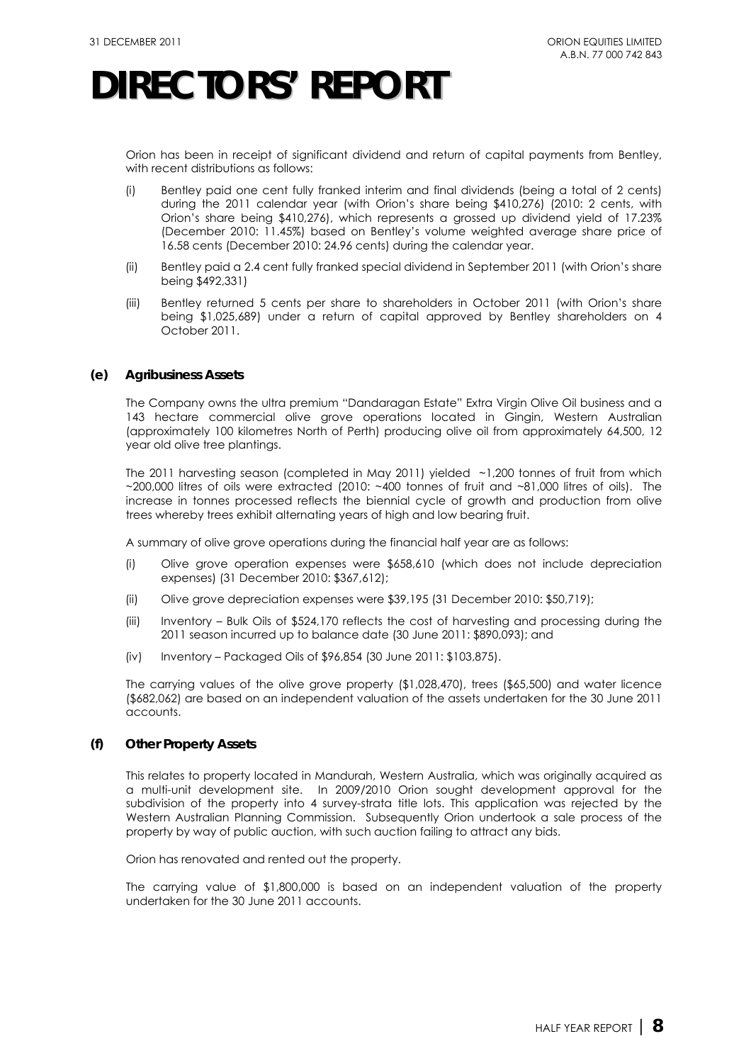# DIRECTORS' REPORT

Orion has been in receipt of significant dividend and return of capital payments from Bentley, with recent distributions as follows:

(i) Bentley paid one cent fully franked interim and final dividends (being a total of 2 cents) during the 2011 calendar year (with Orion's share being $410,276) (2010: 2 cents, with Orion's share being $410,276), which represents a grossed up dividend yield of 17.23% (December 2010: 11.45%) based on Bentley's volume weighted average share price of 16.58 cents (December 2010: 24.96 cents) during the calendar year.

(ii) Bentley paid a 2.4 cent fully franked special dividend in September 2011 (with Orion's share being $492,331)

(iii) Bentley returned 5 cents per share to shareholders in October 2011 (with Orion's share being $1,025,689) under a return of capital approved by Bentley shareholders on 4 October 2011.

### (e) Agribusiness Assets

The Company owns the ultra premium "Dandaragan Estate" Extra Virgin Olive Oil business and a 143 hectare commercial olive grove operations located in Gingin, Western Australian (approximately 100 kilometres North of Perth) producing olive oil from approximately 64,500, 12 year old olive tree plantings.

The 2011 harvesting season (completed in May 2011) yielded ~1,200 tonnes of fruit from which ~200,000 litres of oils were extracted (2010: ~400 tonnes of fruit and ~81,000 litres of oils). The increase in tonnes processed reflects the biennial cycle of growth and production from olive trees whereby trees exhibit alternating years of high and low bearing fruit.

A summary of olive grove operations during the financial half year are as follows:

(i) Olive grove operation expenses were $658,610 (which does not include depreciation expenses) (31 December 2010: $367,612);

(ii) Olive grove depreciation expenses were $39,195 (31 December 2010: $50,719);

(iii) Inventory – Bulk Oils of $524,170 reflects the cost of harvesting and processing during the 2011 season incurred up to balance date (30 June 2011: $890,093); and

(iv) Inventory – Packaged Oils of $96,854 (30 June 2011: $103,875).

The carrying values of the olive grove property ($1,028,470), trees ($65,500) and water licence ($682,062) are based on an independent valuation of the assets undertaken for the 30 June 2011 accounts.

### (f) Other Property Assets

This relates to property located in Mandurah, Western Australia, which was originally acquired as a multi-unit development site. In 2009/2010 Orion sought development approval for the subdivision of the property into 4 survey-strata title lots. This application was rejected by the Western Australian Planning Commission. Subsequently Orion undertook a sale process of the property by way of public auction, with such auction failing to attract any bids.

Orion has renovated and rented out the property.

The carrying value of $1,800,000 is based on an independent valuation of the property undertaken for the 30 June 2011 accounts.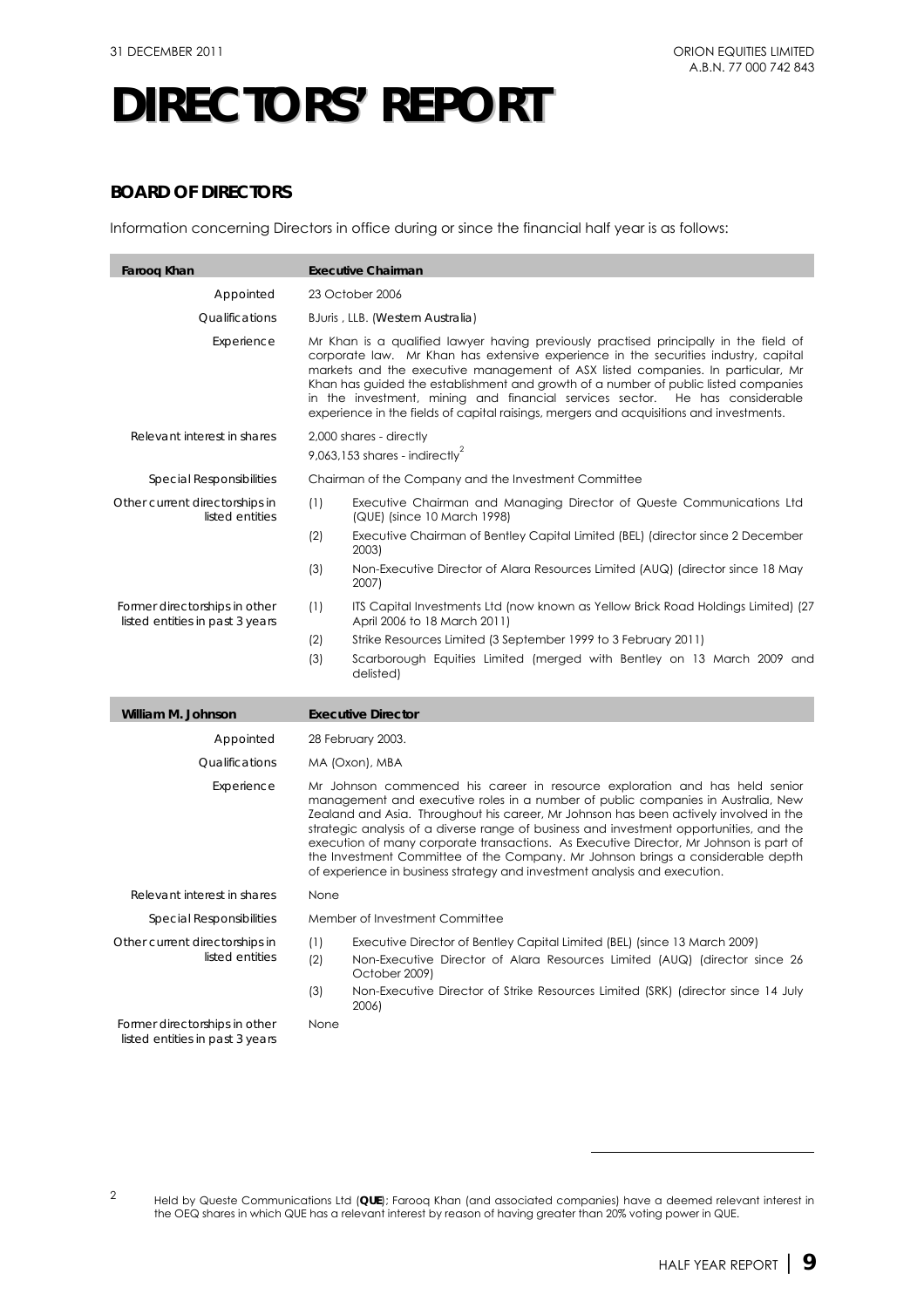# DIRECTORS' REPORT

## BOARD OF DIRECTORS

Information concerning Directors in office during or since the financial half year is as follows:

| **Farooq Khan** | **Executive Chairman** |
|---|---|
| Appointed | 23 October 2006 |
| Qualifications | BJuris , LLB. (Western Australia) |
| Experience | Mr Khan is a qualified lawyer having previously practised principally in the field of corporate law. Mr Khan has extensive experience in the securities industry, capital markets and the executive management of ASX listed companies. In particular, Mr Khan has guided the establishment and growth of a number of public listed companies in the investment, mining and financial services sector. He has considerable experience in the fields of capital raisings, mergers and acquisitions and investments. |
| Relevant interest in shares | 2,000 shares - directly<br>9,063,153 shares - indirectly[2] |
| Special Responsibilities | Chairman of the Company and the Investment Committee |
| Other current directorships in listed entities | (1) Executive Chairman and Managing Director of Queste Communications Ltd (QUE) (since 10 March 1998)<br>(2) Executive Chairman of Bentley Capital Limited (BEL) (director since 2 December 2003)<br>(3) Non-Executive Director of Alara Resources Limited (AUQ) (director since 18 May 2007) |
| Former directorships in other listed entities in past 3 years | (1) ITS Capital Investments Ltd (now known as Yellow Brick Road Holdings Limited) (27 April 2006 to 18 March 2011)<br>(2) Strike Resources Limited (3 September 1999 to 3 February 2011)<br>(3) Scarborough Equities Limited (merged with Bentley on 13 March 2009 and delisted) |

| **William M. Johnson** | **Executive Director** |
|---|---|
| Appointed | 28 February 2003. |
| Qualifications | MA (Oxon), MBA |
| Experience | Mr Johnson commenced his career in resource exploration and has held senior management and executive roles in a number of public companies in Australia, New Zealand and Asia. Throughout his career, Mr Johnson has been actively involved in the strategic analysis of a diverse range of business and investment opportunities, and the execution of many corporate transactions. As Executive Director, Mr Johnson is part of the Investment Committee of the Company. Mr Johnson brings a considerable depth of experience in business strategy and investment analysis and execution. |
| Relevant interest in shares | None |
| Special Responsibilities | Member of Investment Committee |
| Other current directorships in listed entities | (1) Executive Director of Bentley Capital Limited (BEL) (since 13 March 2009)<br>(2) Non-Executive Director of Alara Resources Limited (AUQ) (director since 26 October 2009)<br>(3) Non-Executive Director of Strike Resources Limited (SRK) (director since 14 July 2006) |
| Former directorships in other listed entities in past 3 years | None |

[2] Held by Queste Communications Ltd (**QUE**); Farooq Khan (and associated companies) have a deemed relevant interest in the OEQ shares in which QUE has a relevant interest by reason of having greater than 20% voting power in QUE.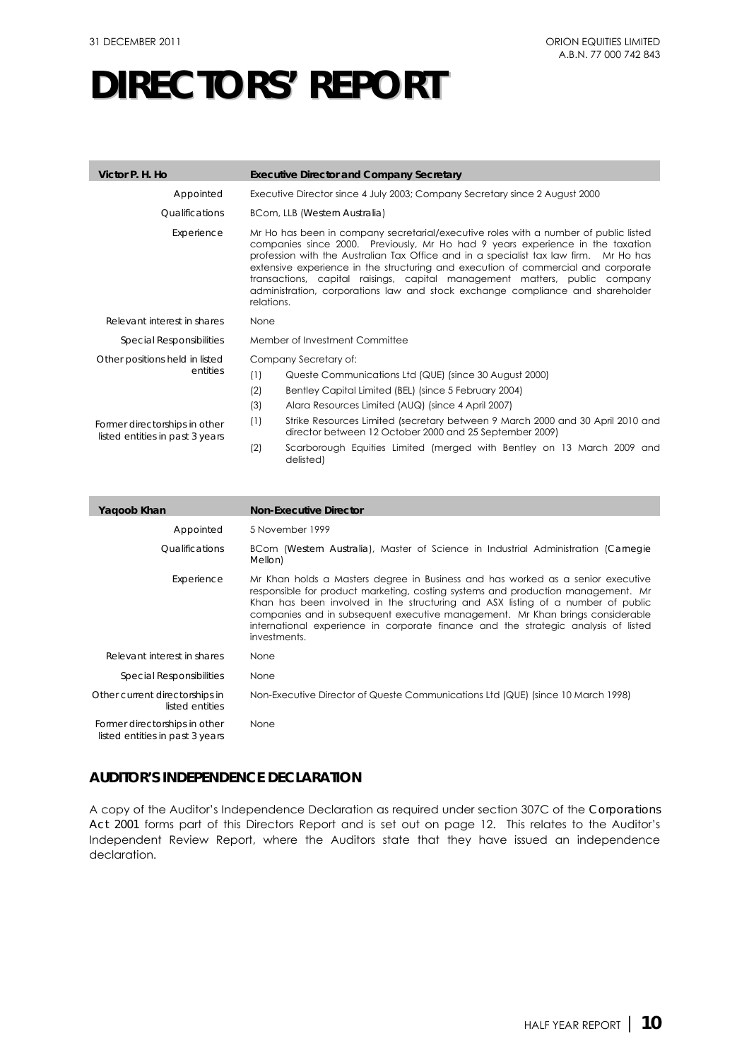# DIRECTORS' REPORT

| Victor P. H. Ho | Executive Director and Company Secretary |
|---|---|
| Appointed | Executive Director since 4 July 2003; Company Secretary since 2 August 2000 |
| Qualifications | BCom, LLB (*Western Australia*) |
| Experience | Mr Ho has been in company secretarial/executive roles with a number of public listed companies since 2000. Previously, Mr Ho had 9 years experience in the taxation profession with the Australian Tax Office and in a specialist tax law firm. Mr Ho has extensive experience in the structuring and execution of commercial and corporate transactions, capital raisings, capital management matters, public company administration, corporations law and stock exchange compliance and shareholder relations. |
| Relevant interest in shares | None |
| Special Responsibilities | Member of Investment Committee |
| Other positions held in listed entities | Company Secretary of:<br>(1) Queste Communications Ltd (QUE) (since 30 August 2000)<br>(2) Bentley Capital Limited (BEL) (since 5 February 2004)<br>(3) Alara Resources Limited (AUQ) (since 4 April 2007) |
| Former directorships in other listed entities in past 3 years | (1) Strike Resources Limited (secretary between 9 March 2000 and 30 April 2010 and director between 12 October 2000 and 25 September 2009)<br>(2) Scarborough Equities Limited (merged with Bentley on 13 March 2009 and delisted) |

| Yaqoob Khan | Non-Executive Director |
|---|---|
| Appointed | 5 November 1999 |
| Qualifications | BCom (*Western Australia*), Master of Science in Industrial Administration (*Carnegie Mellon*) |
| Experience | Mr Khan holds a Masters degree in Business and has worked as a senior executive responsible for product marketing, costing systems and production management. Mr Khan has been involved in the structuring and ASX listing of a number of public companies and in subsequent executive management. Mr Khan brings considerable international experience in corporate finance and the strategic analysis of listed investments. |
| Relevant interest in shares | None |
| Special Responsibilities | None |
| Other current directorships in listed entities | Non-Executive Director of Queste Communications Ltd (QUE) (since 10 March 1998) |
| Former directorships in other listed entities in past 3 years | None |

## AUDITOR'S INDEPENDENCE DECLARATION

A copy of the Auditor's Independence Declaration as required under section 307C of the *Corporations Act 2001* forms part of this Directors Report and is set out on page 12. This relates to the Auditor's Independent Review Report, where the Auditors state that they have issued an independence declaration.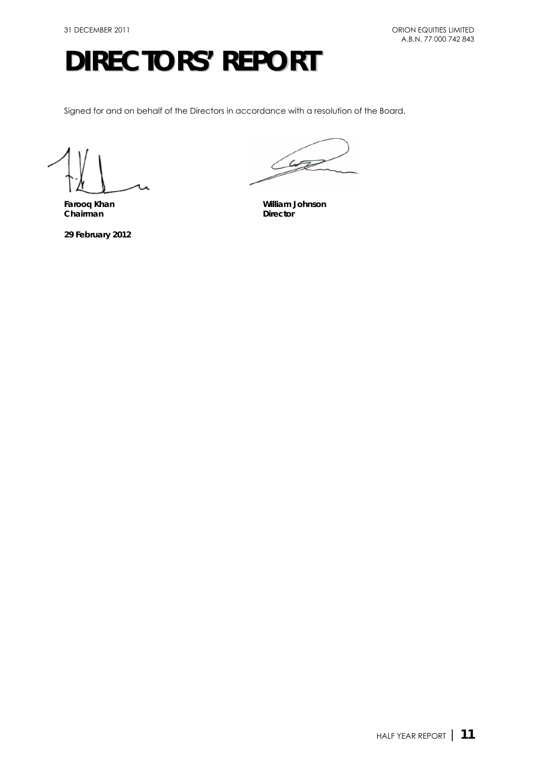# DIRECTORS' REPORT

Signed for and on behalf of the Directors in accordance with a resolution of the Board,

| | |
|---|---|
| **Farooq Khan** | **William Johnson** |
| **Chairman** | **Director** |

**29 February 2012**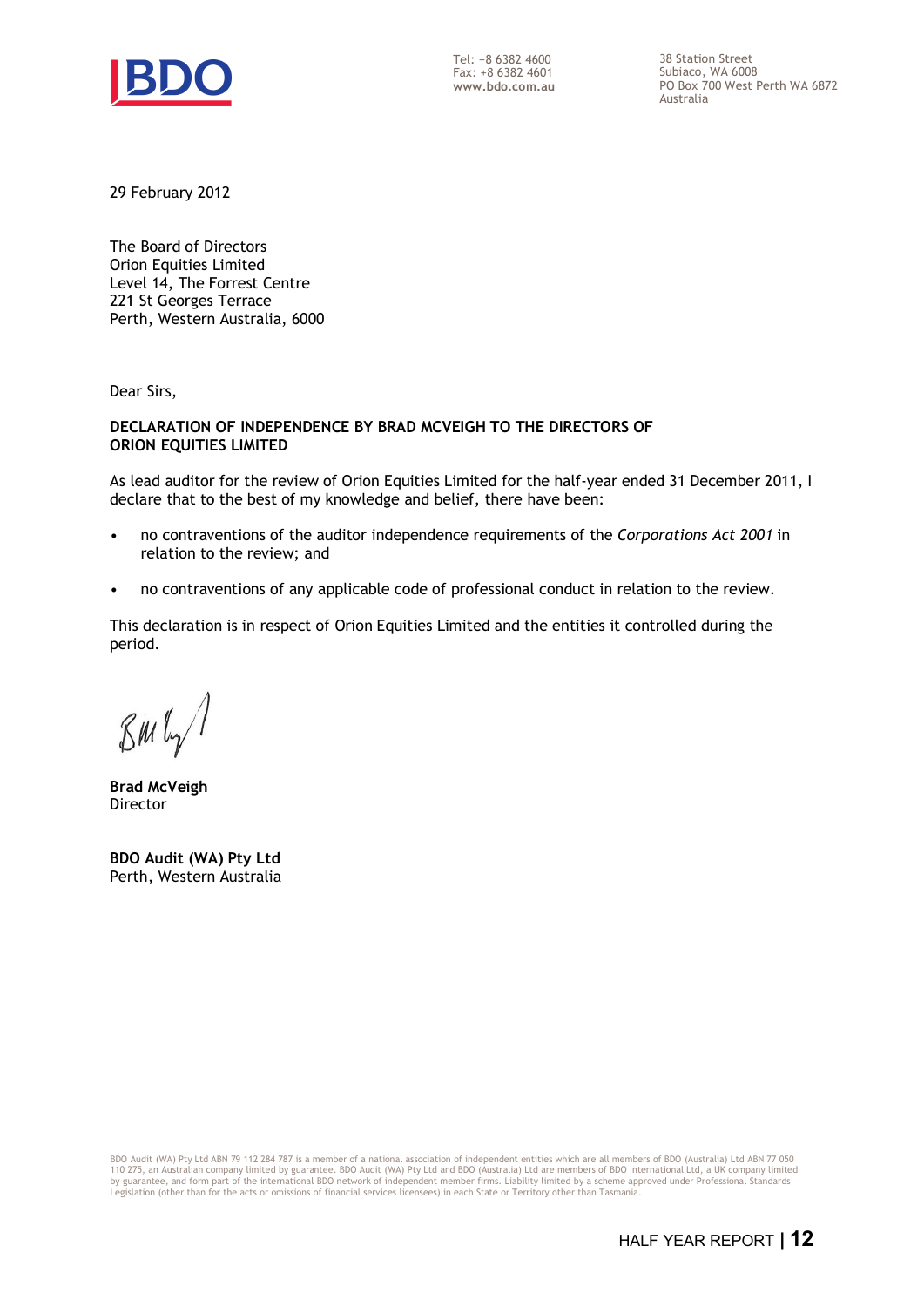Tel: +8 6382 4600
Fax: +8 6382 4601
www.bdo.com.au

38 Station Street
Subiaco, WA 6008
PO Box 700 West Perth WA 6872
Australia

29 February 2012

The Board of Directors
Orion Equities Limited
Level 14, The Forrest Centre
221 St Georges Terrace
Perth, Western Australia, 6000

Dear Sirs,

**DECLARATION OF INDEPENDENCE BY BRAD MCVEIGH TO THE DIRECTORS OF ORION EQUITIES LIMITED**

As lead auditor for the review of Orion Equities Limited for the half-year ended 31 December 2011, I declare that to the best of my knowledge and belief, there have been:

- no contraventions of the auditor independence requirements of the *Corporations Act 2001* in relation to the review; and
- no contraventions of any applicable code of professional conduct in relation to the review.

This declaration is in respect of Orion Equities Limited and the entities it controlled during the period.

**Brad McVeigh**
Director

**BDO Audit (WA) Pty Ltd**
Perth, Western Australia

BDO Audit (WA) Pty Ltd ABN 79 112 284 787 is a member of a national association of independent entities which are all members of BDO (Australia) Ltd ABN 77 050 110 275, an Australian company limited by guarantee. BDO Audit (WA) Pty Ltd and BDO (Australia) Ltd are members of BDO International Ltd, a UK company limited by guarantee, and form part of the international BDO network of independent member firms. Liability limited by a scheme approved under Professional Standards Legislation (other than for the acts or omissions of financial services licensees) in each State or Territory other than Tasmania.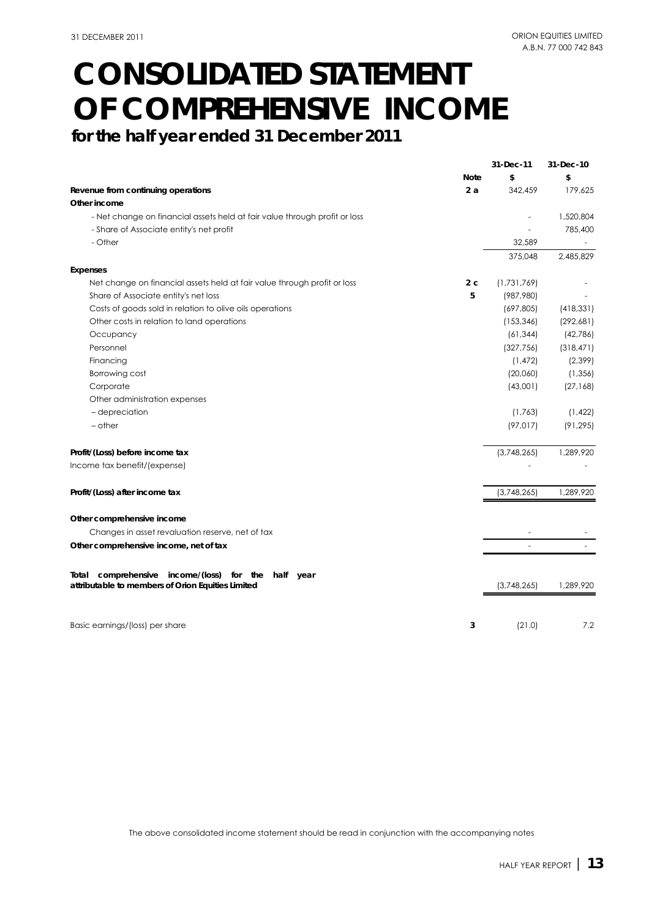# CONSOLIDATED STATEMENT OF COMPREHENSIVE INCOME

## for the half year ended 31 December 2011

| | Note | 31-Dec-11 $ | 31-Dec-10 $ |
|---|---|---|---|
| **Revenue from continuing operations** | 2 a | 342,459 | 179,625 |
| **Other income** | | | |
| - Net change on financial assets held at fair value through profit or loss | | - | 1,520,804 |
| - Share of Associate entity's net profit | | - | 785,400 |
| - Other | | 32,589 | - |
| | | 375,048 | 2,485,829 |
| **Expenses** | | | |
| Net change on financial assets held at fair value through profit or loss | 2 c | (1,731,769) | - |
| Share of Associate entity's net loss | 5 | (987,980) | - |
| Costs of goods sold in relation to olive oils operations | | (697,805) | (418,331) |
| Other costs in relation to land operations | | (153,346) | (292,681) |
| Occupancy | | (61,344) | (42,786) |
| Personnel | | (327,756) | (318,471) |
| Financing | | (1,472) | (2,399) |
| Borrowing cost | | (20,060) | (1,356) |
| Corporate | | (43,001) | (27,168) |
| Other administration expenses | | | |
| – depreciation | | (1,763) | (1,422) |
| – other | | (97,017) | (91,295) |
| **Profit/(Loss) before income tax** | | (3,748,265) | 1,289,920 |
| Income tax benefit/(expense) | | - | - |
| **Profit/(Loss) after income tax** | | (3,748,265) | 1,289,920 |
| **Other comprehensive income** | | | |
| Changes in asset revaluation reserve, net of tax | | - | - |
| **Other comprehensive income, net of tax** | | - | - |
| **Total comprehensive income/(loss) for the half year attributable to members of Orion Equities Limited** | | (3,748,265) | 1,289,920 |
| Basic earnings/(loss) per share | 3 | (21.0) | 7.2 |

The above consolidated income statement should be read in conjunction with the accompanying notes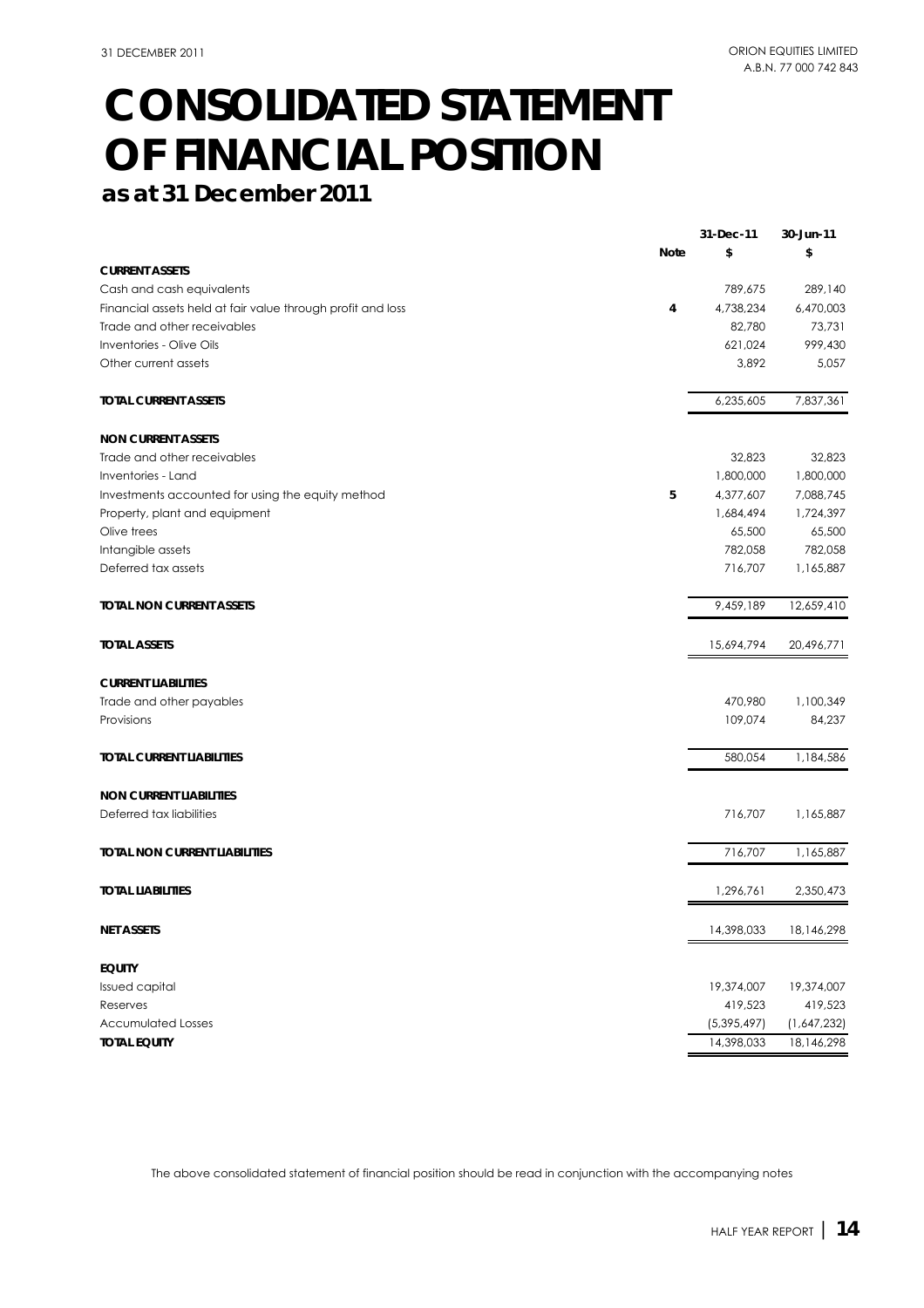# CONSOLIDATED STATEMENT OF FINANCIAL POSITION

**as at 31 December 2011**

| | Note | 31-Dec-11 $ | 30-Jun-11 $ |
|---|---|---|---|
| **CURRENT ASSETS** | | | |
| Cash and cash equivalents | | 789,675 | 289,140 |
| Financial assets held at fair value through profit and loss | 4 | 4,738,234 | 6,470,003 |
| Trade and other receivables | | 82,780 | 73,731 |
| Inventories - Olive Oils | | 621,024 | 999,430 |
| Other current assets | | 3,892 | 5,057 |
| **TOTAL CURRENT ASSETS** | | 6,235,605 | 7,837,361 |
| **NON CURRENT ASSETS** | | | |
| Trade and other receivables | | 32,823 | 32,823 |
| Inventories - Land | | 1,800,000 | 1,800,000 |
| Investments accounted for using the equity method | 5 | 4,377,607 | 7,088,745 |
| Property, plant and equipment | | 1,684,494 | 1,724,397 |
| Olive trees | | 65,500 | 65,500 |
| Intangible assets | | 782,058 | 782,058 |
| Deferred tax assets | | 716,707 | 1,165,887 |
| **TOTAL NON CURRENT ASSETS** | | 9,459,189 | 12,659,410 |
| **TOTAL ASSETS** | | 15,694,794 | 20,496,771 |
| **CURRENT LIABILITIES** | | | |
| Trade and other payables | | 470,980 | 1,100,349 |
| Provisions | | 109,074 | 84,237 |
| **TOTAL CURRENT LIABILITIES** | | 580,054 | 1,184,586 |
| **NON CURRENT LIABILITIES** | | | |
| Deferred tax liabilities | | 716,707 | 1,165,887 |
| **TOTAL NON CURRENT LIABILITIES** | | 716,707 | 1,165,887 |
| **TOTAL LIABILITIES** | | 1,296,761 | 2,350,473 |
| **NET ASSETS** | | 14,398,033 | 18,146,298 |
| **EQUITY** | | | |
| Issued capital | | 19,374,007 | 19,374,007 |
| Reserves | | 419,523 | 419,523 |
| Accumulated Losses | | (5,395,497) | (1,647,232) |
| **TOTAL EQUITY** | | 14,398,033 | 18,146,298 |

The above consolidated statement of financial position should be read in conjunction with the accompanying notes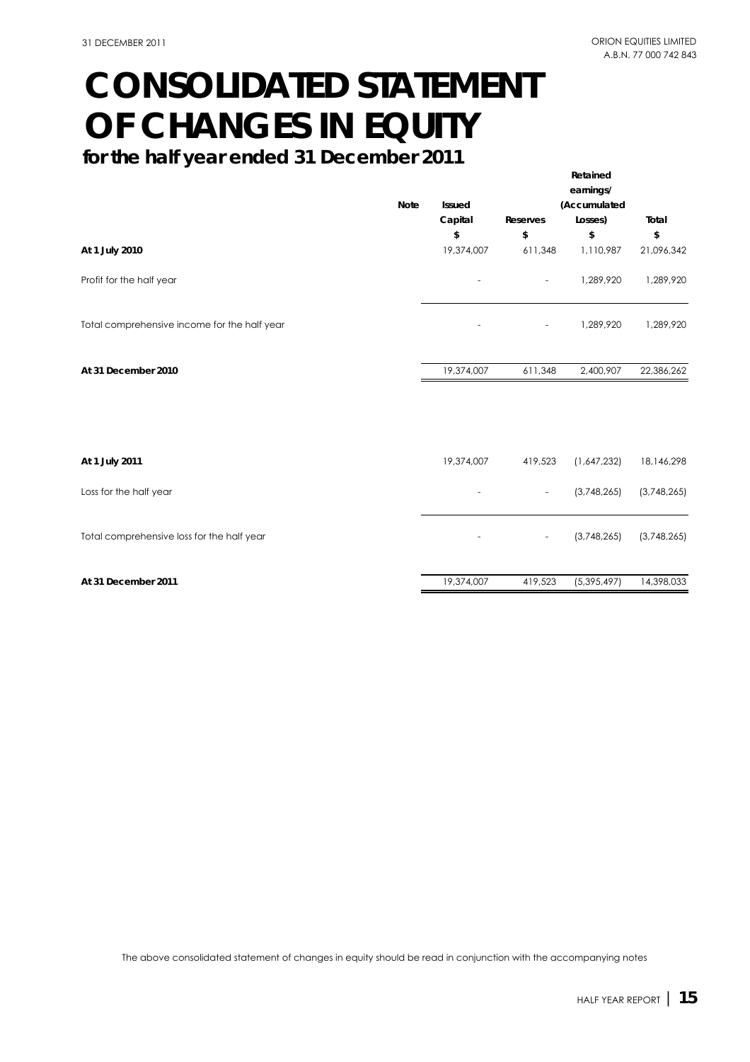# CONSOLIDATED STATEMENT OF CHANGES IN EQUITY

## for the half year ended 31 December 2011

| | Note | Issued Capital | Reserves | Retained earnings/ (Accumulated Losses) | Total |
|---|---|---|---|---|---|
| | | $ | $ | $ | $ |
| **At 1 July 2010** | | 19,374,007 | 611,348 | 1,110,987 | 21,096,342 |
| Profit for the half year | | - | - | 1,289,920 | 1,289,920 |
| Total comprehensive income for the half year | | - | - | 1,289,920 | 1,289,920 |
| **At 31 December 2010** | | 19,374,007 | 611,348 | 2,400,907 | 22,386,262 |
| | | | | | |
| **At 1 July 2011** | | 19,374,007 | 419,523 | (1,647,232) | 18,146,298 |
| Loss for the half year | | - | - | (3,748,265) | (3,748,265) |
| Total comprehensive loss for the half year | | - | - | (3,748,265) | (3,748,265) |
| **At 31 December 2011** | | 19,374,007 | 419,523 | (5,395,497) | 14,398,033 |

The above consolidated statement of changes in equity should be read in conjunction with the accompanying notes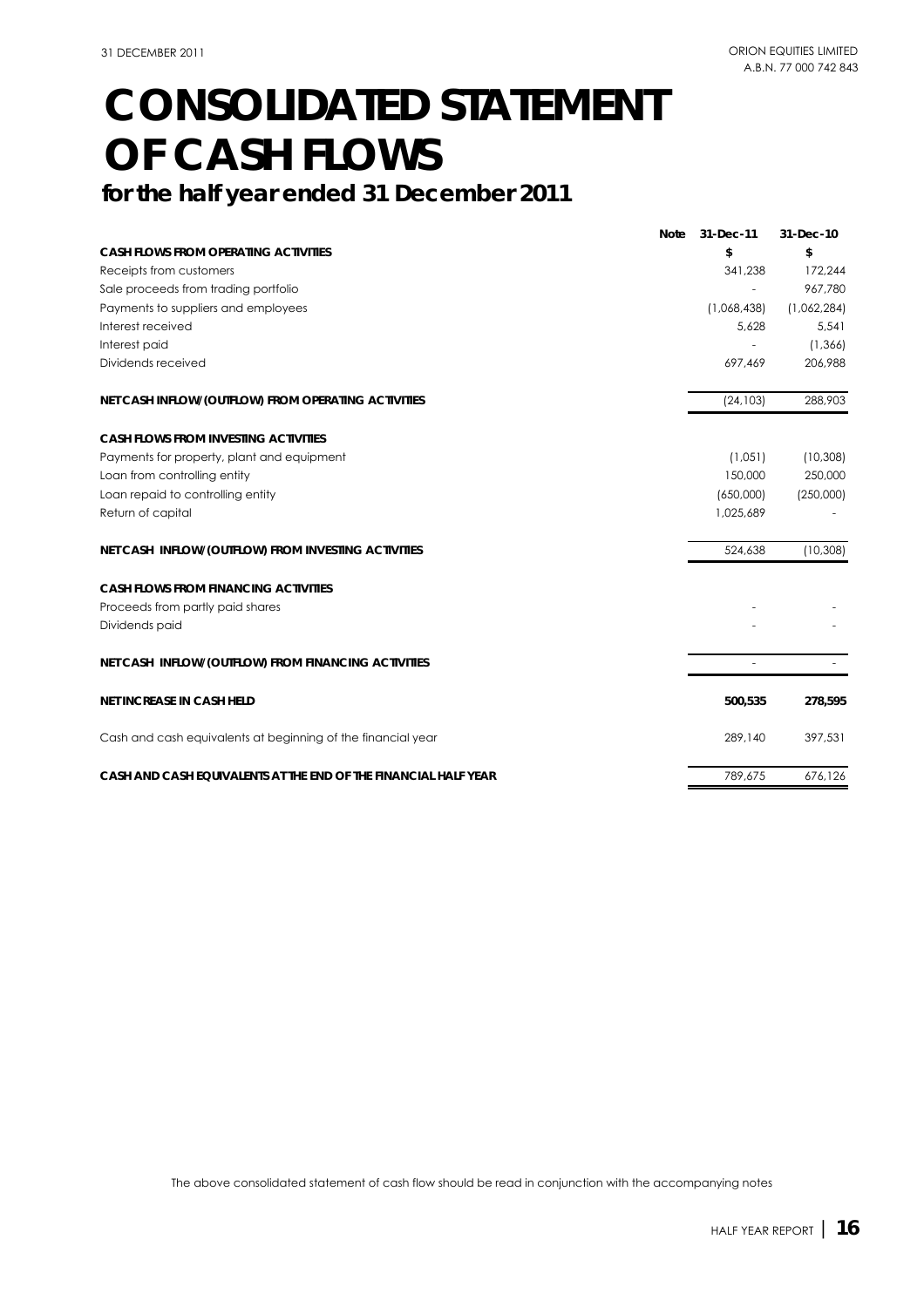# CONSOLIDATED STATEMENT OF CASH FLOWS

## for the half year ended 31 December 2011

| | Note | 31-Dec-11 | 31-Dec-10 |
|---|---|---|---|
| **CASH FLOWS FROM OPERATING ACTIVITIES** | | **$** | **$** |
| Receipts from customers | | 341,238 | 172,244 |
| Sale proceeds from trading portfolio | | - | 967,780 |
| Payments to suppliers and employees | | (1,068,438) | (1,062,284) |
| Interest received | | 5,628 | 5,541 |
| Interest paid | | - | (1,366) |
| Dividends received | | 697,469 | 206,988 |
| **NET CASH INFLOW/(OUTFLOW) FROM OPERATING ACTIVITIES** | | (24,103) | 288,903 |
| **CASH FLOWS FROM INVESTING ACTIVITIES** | | | |
| Payments for property, plant and equipment | | (1,051) | (10,308) |
| Loan from controlling entity | | 150,000 | 250,000 |
| Loan repaid to controlling entity | | (650,000) | (250,000) |
| Return of capital | | 1,025,689 | - |
| **NET CASH INFLOW/(OUTFLOW) FROM INVESTING ACTIVITIES** | | 524,638 | (10,308) |
| **CASH FLOWS FROM FINANCING ACTIVITIES** | | | |
| Proceeds from partly paid shares | | - | - |
| Dividends paid | | - | - |
| **NET CASH INFLOW/(OUTFLOW) FROM FINANCING ACTIVITIES** | | - | - |
| **NET INCREASE IN CASH HELD** | | **500,535** | **278,595** |
| Cash and cash equivalents at beginning of the financial year | | 289,140 | 397,531 |
| **CASH AND CASH EQUIVALENTS AT THE END OF THE FINANCIAL HALF YEAR** | | 789,675 | 676,126 |

The above consolidated statement of cash flow should be read in conjunction with the accompanying notes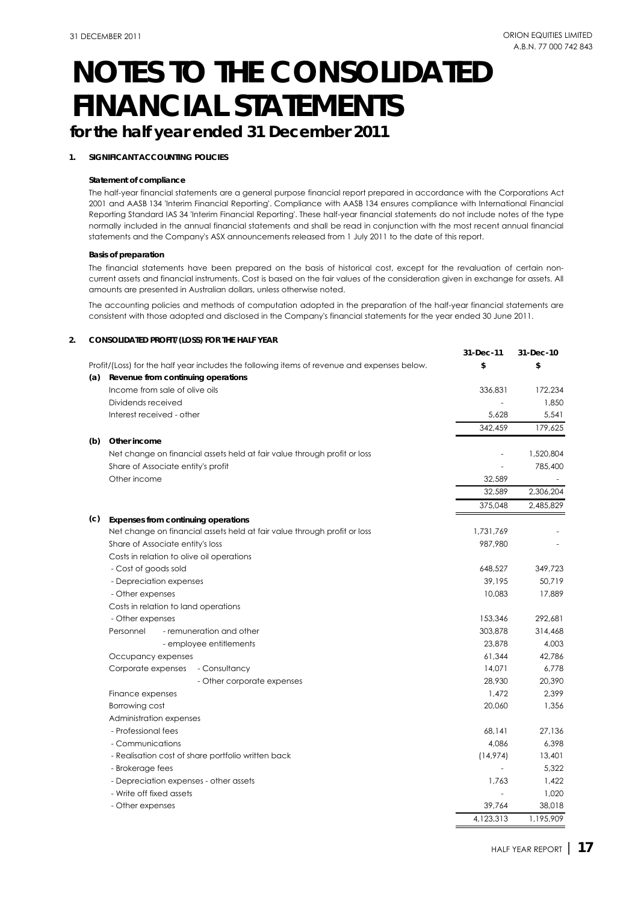# NOTES TO THE CONSOLIDATED FINANCIAL STATEMENTS

## for the half year ended 31 December 2011

### 1. SIGNIFICANT ACCOUNTING POLICIES

**Statement of compliance**

The half-year financial statements are a general purpose financial report prepared in accordance with the Corporations Act 2001 and AASB 134 'Interim Financial Reporting'. Compliance with AASB 134 ensures compliance with International Financial Reporting Standard IAS 34 'Interim Financial Reporting'. These half-year financial statements do not include notes of the type normally included in the annual financial statements and shall be read in conjunction with the most recent annual financial statements and the Company's ASX announcements released from 1 July 2011 to the date of this report.

**Basis of preparation**

The financial statements have been prepared on the basis of historical cost, except for the revaluation of certain non-current assets and financial instruments. Cost is based on the fair values of the consideration given in exchange for assets. All amounts are presented in Australian dollars, unless otherwise noted.

The accounting policies and methods of computation adopted in the preparation of the half-year financial statements are consistent with those adopted and disclosed in the Company's financial statements for the year ended 30 June 2011.

### 2. CONSOLIDATED PROFIT/(LOSS) FOR THE HALF YEAR

| | | 31-Dec-11 | 31-Dec-10 |
|---|---|---|---|
| | Profit/(Loss) for the half year includes the following items of revenue and expenses below. | $ | $ |
| **(a)** | **Revenue from continuing operations** | | |
| | Income from sale of olive oils | 336,831 | 172,234 |
| | Dividends received | - | 1,850 |
| | Interest received - other | 5,628 | 5,541 |
| | | 342,459 | 179,625 |
| **(b)** | **Other income** | | |
| | Net change on financial assets held at fair value through profit or loss | - | 1,520,804 |
| | Share of Associate entity's profit | - | 785,400 |
| | Other income | 32,589 | - |
| | | 32,589 | 2,306,204 |
| | | 375,048 | 2,485,829 |
| **(c)** | **Expenses from continuing operations** | | |
| | Net change on financial assets held at fair value through profit or loss | 1,731,769 | - |
| | Share of Associate entity's loss | 987,980 | - |
| | Costs in relation to olive oil operations | | |
| | - Cost of goods sold | 648,527 | 349,723 |
| | - Depreciation expenses | 39,195 | 50,719 |
| | - Other expenses | 10,083 | 17,889 |
| | Costs in relation to land operations | | |
| | - Other expenses | 153,346 | 292,681 |
| | Personnel - remuneration and other | 303,878 | 314,468 |
| | - employee entitlements | 23,878 | 4,003 |
| | Occupancy expenses | 61,344 | 42,786 |
| | Corporate expenses - Consultancy | 14,071 | 6,778 |
| | - Other corporate expenses | 28,930 | 20,390 |
| | Finance expenses | 1,472 | 2,399 |
| | Borrowing cost | 20,060 | 1,356 |
| | Administration expenses | | |
| | - Professional fees | 68,141 | 27,136 |
| | - Communications | 4,086 | 6,398 |
| | - Realisation cost of share portfolio written back | (14,974) | 13,401 |
| | - Brokerage fees | - | 5,322 |
| | - Depreciation expenses - other assets | 1,763 | 1,422 |
| | - Write off fixed assets | - | 1,020 |
| | - Other expenses | 39,764 | 38,018 |
| | | 4,123,313 | 1,195,909 |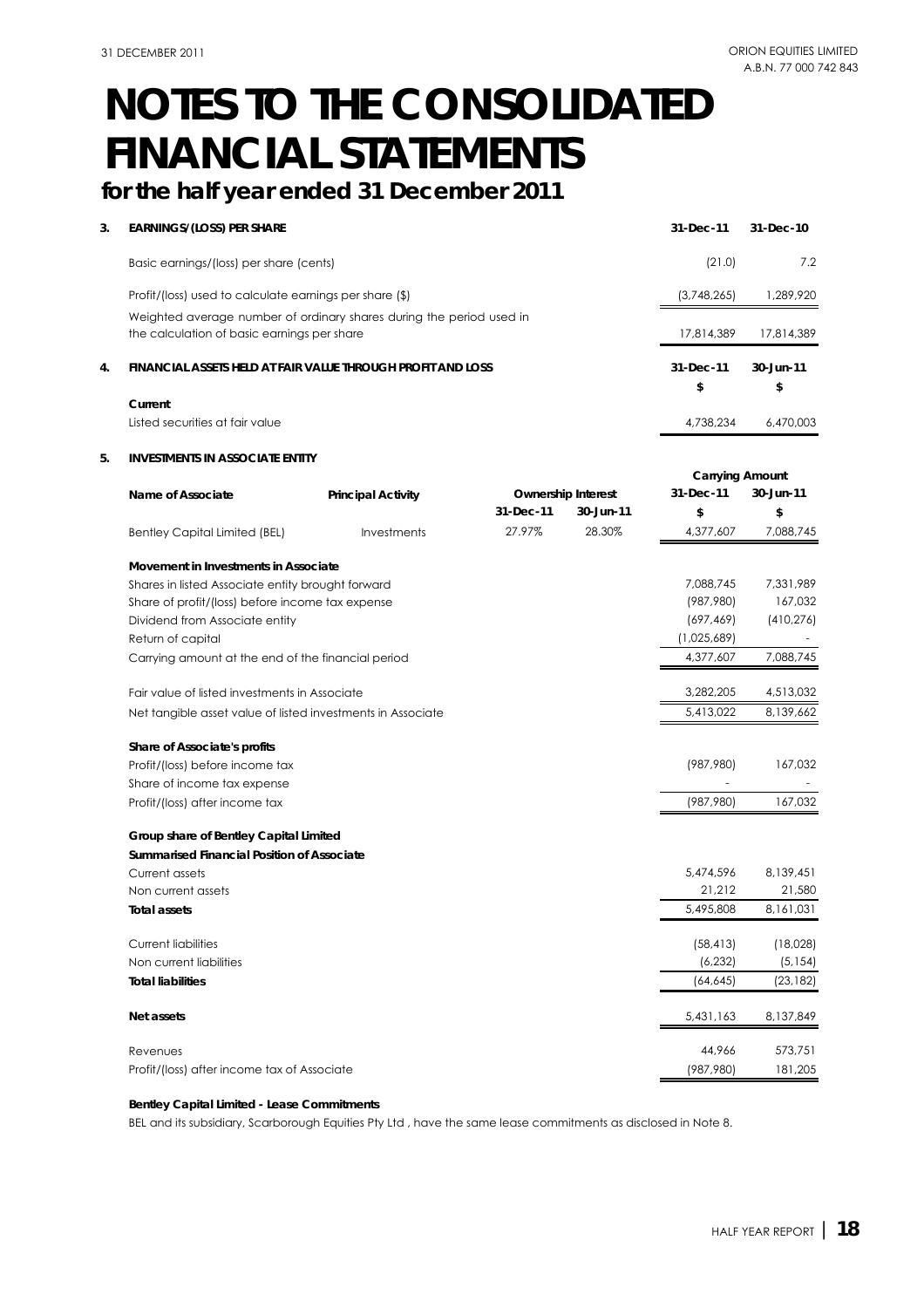# NOTES TO THE CONSOLIDATED FINANCIAL STATEMENTS

## for the half year ended 31 December 2011

### 3. EARNINGS/(LOSS) PER SHARE

| | 31-Dec-11 | 31-Dec-10 |
|---|---|---|
| Basic earnings/(loss) per share (cents) | (21.0) | 7.2 |
| Profit/(loss) used to calculate earnings per share ($) | (3,748,265) | 1,289,920 |
| Weighted average number of ordinary shares during the period used in the calculation of basic earnings per share | 17,814,389 | 17,814,389 |

### 4. FINANCIAL ASSETS HELD AT FAIR VALUE THROUGH PROFIT AND LOSS

| | 31-Dec-11 | 30-Jun-11 |
|---|---|---|
| | $ | $ |
| **Current** | | |
| Listed securities at fair value | 4,738,234 | 6,470,003 |

### 5. INVESTMENTS IN ASSOCIATE ENTITY

| Name of Associate | Principal Activity | Ownership Interest | | Carrying Amount | |
|---|---|---|---|---|---|
| | | 31-Dec-11 | 30-Jun-11 | 31-Dec-11 | 30-Jun-11 |
| | | | | $ | $ |
| Bentley Capital Limited (BEL) | Investments | 27.97% | 28.30% | 4,377,607 | 7,088,745 |

| | 31-Dec-11 | 30-Jun-11 |
|---|---|---|
| **Movement in Investments in Associate** | | |
| Shares in listed Associate entity brought forward | 7,088,745 | 7,331,989 |
| Share of profit/(loss) before income tax expense | (987,980) | 167,032 |
| Dividend from Associate entity | (697,469) | (410,276) |
| Return of capital | (1,025,689) | - |
| Carrying amount at the end of the financial period | 4,377,607 | 7,088,745 |
| Fair value of listed investments in Associate | 3,282,205 | 4,513,032 |
| Net tangible asset value of listed investments in Associate | 5,413,022 | 8,139,662 |
| **Share of Associate's profits** | | |
| Profit/(loss) before income tax | (987,980) | 167,032 |
| Share of income tax expense | - | - |
| Profit/(loss) after income tax | (987,980) | 167,032 |
| **Group share of Bentley Capital Limited** | | |
| **Summarised Financial Position of Associate** | | |
| Current assets | 5,474,596 | 8,139,451 |
| Non current assets | 21,212 | 21,580 |
| **Total assets** | 5,495,808 | 8,161,031 |
| Current liabilities | (58,413) | (18,028) |
| Non current liabilities | (6,232) | (5,154) |
| **Total liabilities** | (64,645) | (23,182) |
| **Net assets** | 5,431,163 | 8,137,849 |
| Revenues | 44,966 | 573,751 |
| Profit/(loss) after income tax of Associate | (987,980) | 181,205 |

**Bentley Capital Limited - Lease Commitments**

BEL and its subsidiary, Scarborough Equities Pty Ltd , have the same lease commitments as disclosed in Note 8.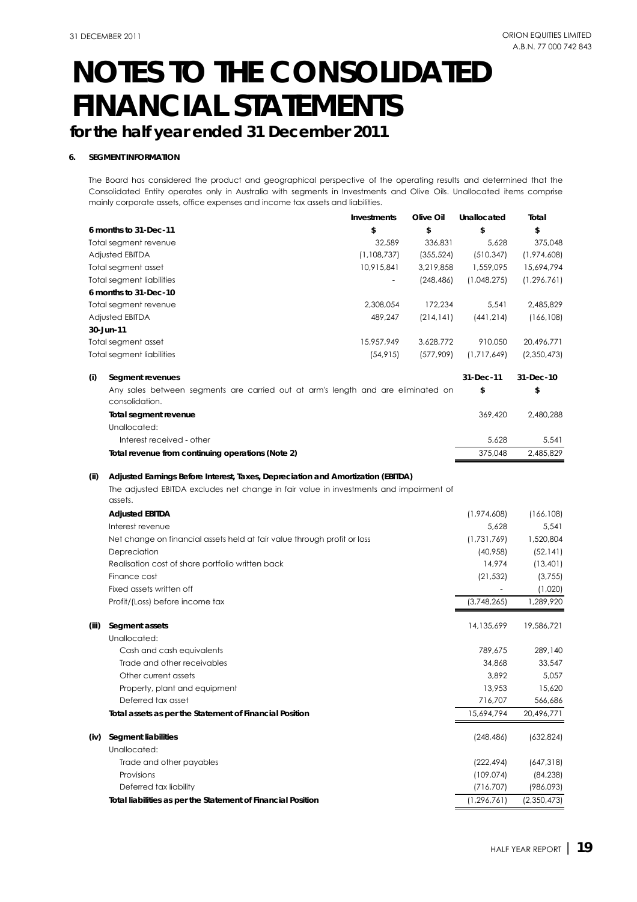# NOTES TO THE CONSOLIDATED FINANCIAL STATEMENTS

## for the half year ended 31 December 2011

### 6. SEGMENT INFORMATION

The Board has considered the product and geographical perspective of the operating results and determined that the Consolidated Entity operates only in Australia with segments in Investments and Olive Oils. Unallocated items comprise mainly corporate assets, office expenses and income tax assets and liabilities.

| | Investments | Olive Oil | Unallocated | Total |
|---|---|---|---|---|
| **6 months to 31-Dec-11** | $ | $ | $ | $ |
| Total segment revenue | 32,589 | 336,831 | 5,628 | 375,048 |
| Adjusted EBITDA | (1,108,737) | (355,524) | (510,347) | (1,974,608) |
| Total segment asset | 10,915,841 | 3,219,858 | 1,559,095 | 15,694,794 |
| Total segment liabilities | - | (248,486) | (1,048,275) | (1,296,761) |
| **6 months to 31-Dec-10** | | | | |
| Total segment revenue | 2,308,054 | 172,234 | 5,541 | 2,485,829 |
| Adjusted EBITDA | 489,247 | (214,141) | (441,214) | (166,108) |
| **30-Jun-11** | | | | |
| Total segment asset | 15,957,949 | 3,628,772 | 910,050 | 20,496,771 |
| Total segment liabilities | (54,915) | (577,909) | (1,717,649) | (2,350,473) |

**(i) Segment revenues**

| | 31-Dec-11 | 31-Dec-10 |
|---|---|---|
| Any sales between segments are carried out at arm's length and are eliminated on consolidation. | $ | $ |
| **Total segment revenue** | 369,420 | 2,480,288 |
| Unallocated: | | |
| Interest received - other | 5,628 | 5,541 |
| **Total revenue from continuing operations (Note 2)** | 375,048 | 2,485,829 |

**(ii) Adjusted Earnings Before Interest, Taxes, Depreciation and Amortization (EBITDA)**

The adjusted EBITDA excludes net change in fair value in investments and impairment of assets.

| | 31-Dec-11 | 31-Dec-10 |
|---|---|---|
| **Adjusted EBITDA** | (1,974,608) | (166,108) |
| Interest revenue | 5,628 | 5,541 |
| Net change on financial assets held at fair value through profit or loss | (1,731,769) | 1,520,804 |
| Depreciation | (40,958) | (52,141) |
| Realisation cost of share portfolio written back | 14,974 | (13,401) |
| Finance cost | (21,532) | (3,755) |
| Fixed assets written off | - | (1,020) |
| Profit/(Loss) before income tax | (3,748,265) | 1,289,920 |

**(iii) Segment assets**

| | 31-Dec-11 | 30-Jun-11 |
|---|---|---|
| **Segment assets** | 14,135,699 | 19,586,721 |
| Unallocated: | | |
| Cash and cash equivalents | 789,675 | 289,140 |
| Trade and other receivables | 34,868 | 33,547 |
| Other current assets | 3,892 | 5,057 |
| Property, plant and equipment | 13,953 | 15,620 |
| Deferred tax asset | 716,707 | 566,686 |
| **Total assets as per the Statement of Financial Position** | 15,694,794 | 20,496,771 |

**(iv) Segment liabilities**

| | 31-Dec-11 | 30-Jun-11 |
|---|---|---|
| **Segment liabilities** | (248,486) | (632,824) |
| Unallocated: | | |
| Trade and other payables | (222,494) | (647,318) |
| Provisions | (109,074) | (84,238) |
| Deferred tax liability | (716,707) | (986,093) |
| **Total liabilities as per the Statement of Financial Position** | (1,296,761) | (2,350,473) |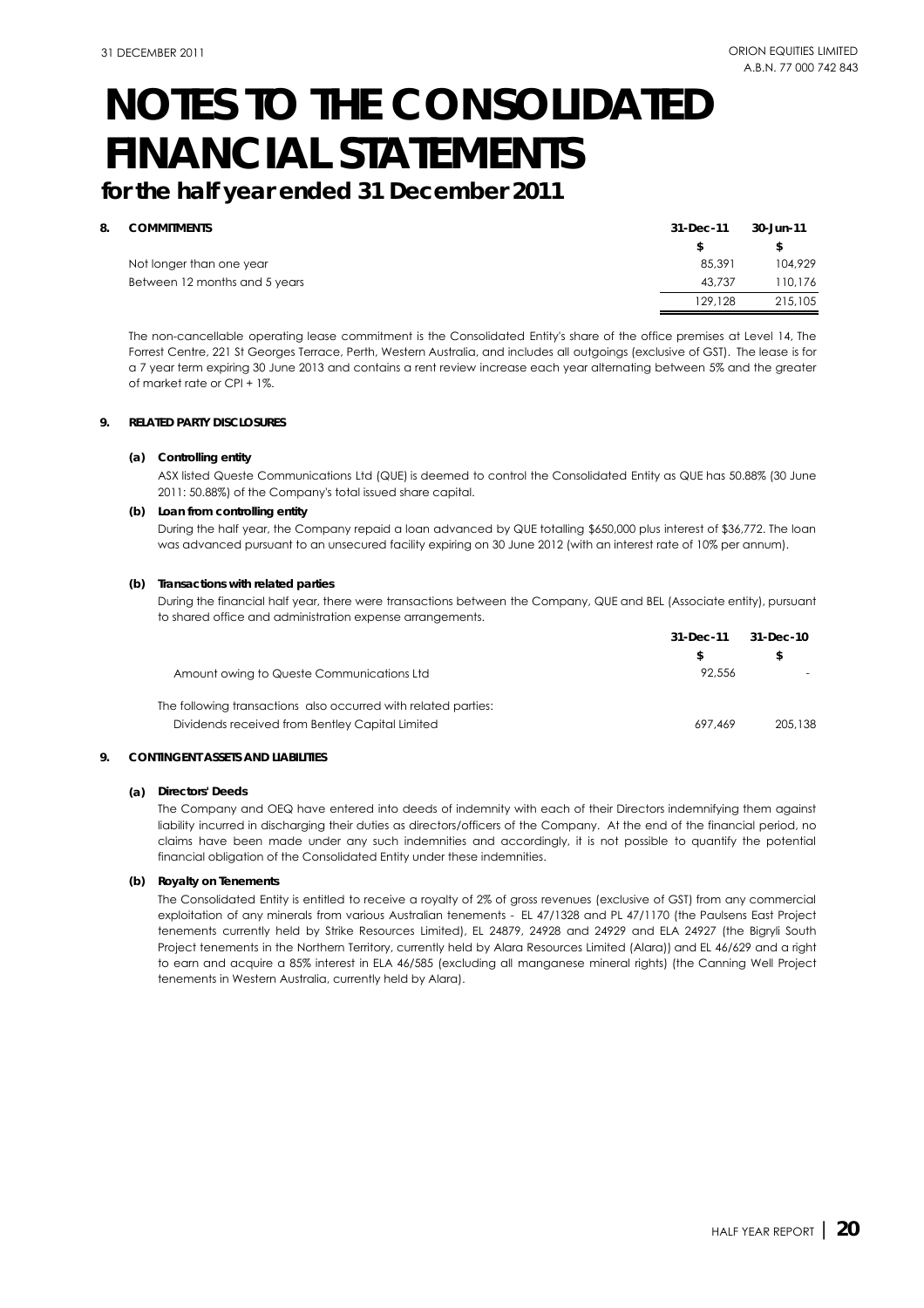# NOTES TO THE CONSOLIDATED FINANCIAL STATEMENTS

## for the half year ended 31 December 2011

**8. COMMITMENTS**

| | 31-Dec-11 | 30-Jun-11 |
|---|---|---|
| | $ | $ |
| Not longer than one year | 85,391 | 104,929 |
| Between 12 months and 5 years | 43,737 | 110,176 |
| | 129,128 | 215,105 |

The non-cancellable operating lease commitment is the Consolidated Entity's share of the office premises at Level 14, The Forrest Centre, 221 St Georges Terrace, Perth, Western Australia, and includes all outgoings (exclusive of GST). The lease is for a 7 year term expiring 30 June 2013 and contains a rent review increase each year alternating between 5% and the greater of market rate or CPI + 1%.

**9. RELATED PARTY DISCLOSURES**

**(a) Controlling entity**

ASX listed Queste Communications Ltd (QUE) is deemed to control the Consolidated Entity as QUE has 50.88% (30 June 2011: 50.88%) of the Company's total issued share capital.

**(b) Loan from controlling entity**

During the half year, the Company repaid a loan advanced by QUE totalling $650,000 plus interest of $36,772. The loan was advanced pursuant to an unsecured facility expiring on 30 June 2012 (with an interest rate of 10% per annum).

**(b) Transactions with related parties**

During the financial half year, there were transactions between the Company, QUE and BEL (Associate entity), pursuant to shared office and administration expense arrangements.

| | 31-Dec-11 | 31-Dec-10 |
|---|---|---|
| | $ | $ |
| Amount owing to Queste Communications Ltd | 92,556 | - |
| The following transactions also occurred with related parties: | | |
| Dividends received from Bentley Capital Limited | 697,469 | 205,138 |

**9. CONTINGENT ASSETS AND LIABILITIES**

**(a) Directors' Deeds**

The Company and OEQ have entered into deeds of indemnity with each of their Directors indemnifying them against liability incurred in discharging their duties as directors/officers of the Company. At the end of the financial period, no claims have been made under any such indemnities and accordingly, it is not possible to quantify the potential financial obligation of the Consolidated Entity under these indemnities.

**(b) Royalty on Tenements**

The Consolidated Entity is entitled to receive a royalty of 2% of gross revenues (exclusive of GST) from any commercial exploitation of any minerals from various Australian tenements - EL 47/1328 and PL 47/1170 (the Paulsens East Project tenements currently held by Strike Resources Limited), EL 24879, 24928 and 24929 and ELA 24927 (the Bigryli South Project tenements in the Northern Territory, currently held by Alara Resources Limited (Alara)) and EL 46/629 and a right to earn and acquire a 85% interest in ELA 46/585 (excluding all manganese mineral rights) (the Canning Well Project tenements in Western Australia, currently held by Alara).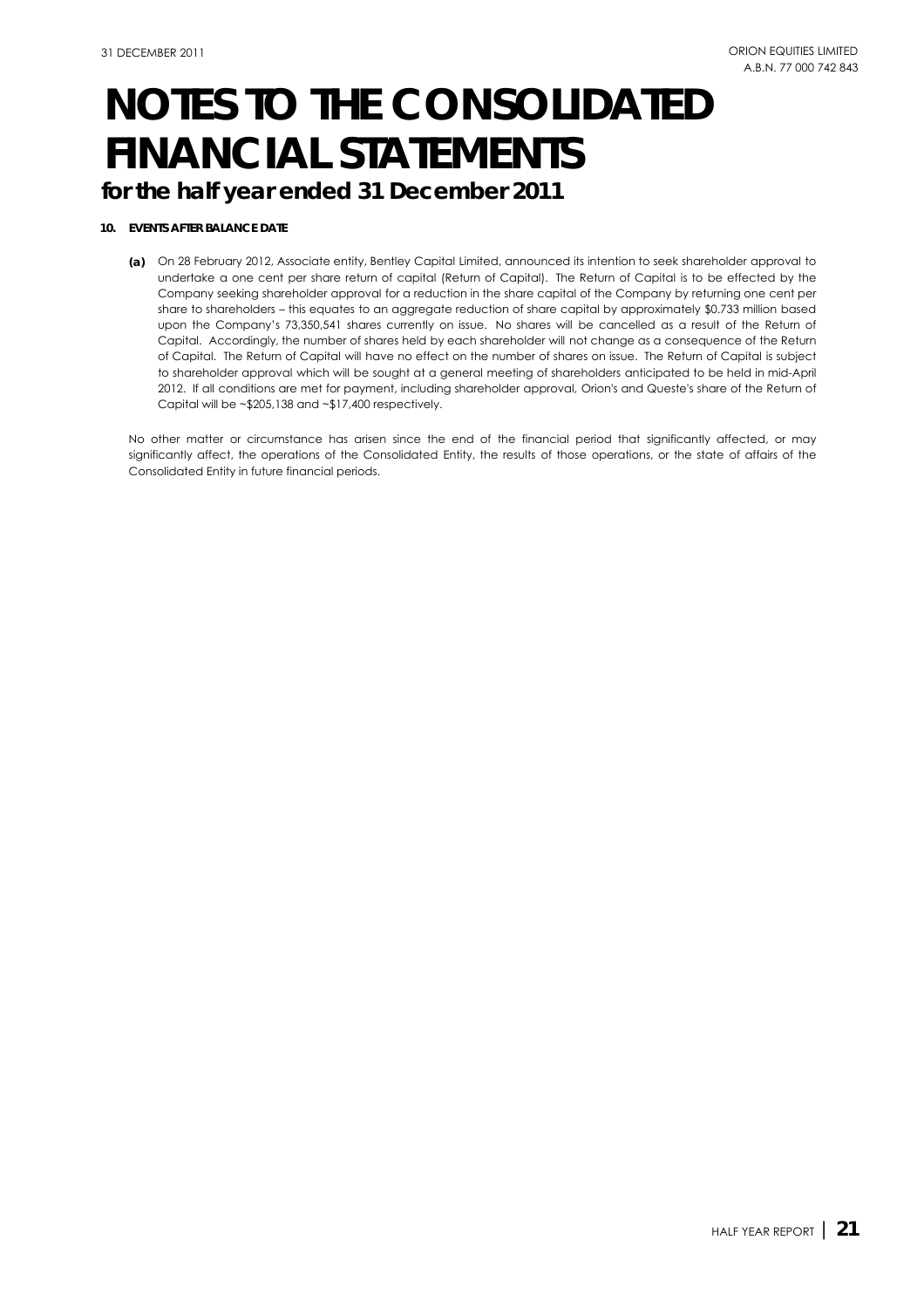# NOTES TO THE CONSOLIDATED FINANCIAL STATEMENTS

## for the half year ended 31 December 2011

**10. EVENTS AFTER BALANCE DATE**

**(a)** On 28 February 2012, Associate entity, Bentley Capital Limited, announced its intention to seek shareholder approval to undertake a one cent per share return of capital (Return of Capital). The Return of Capital is to be effected by the Company seeking shareholder approval for a reduction in the share capital of the Company by returning one cent per share to shareholders – this equates to an aggregate reduction of share capital by approximately $0.733 million based upon the Company's 73,350,541 shares currently on issue. No shares will be cancelled as a result of the Return of Capital. Accordingly, the number of shares held by each shareholder will not change as a consequence of the Return of Capital. The Return of Capital will have no effect on the number of shares on issue. The Return of Capital is subject to shareholder approval which will be sought at a general meeting of shareholders anticipated to be held in mid-April 2012. If all conditions are met for payment, including shareholder approval, Orion's and Queste's share of the Return of Capital will be ~$205,138 and ~$17,400 respectively.

No other matter or circumstance has arisen since the end of the financial period that significantly affected, or may significantly affect, the operations of the Consolidated Entity, the results of those operations, or the state of affairs of the Consolidated Entity in future financial periods.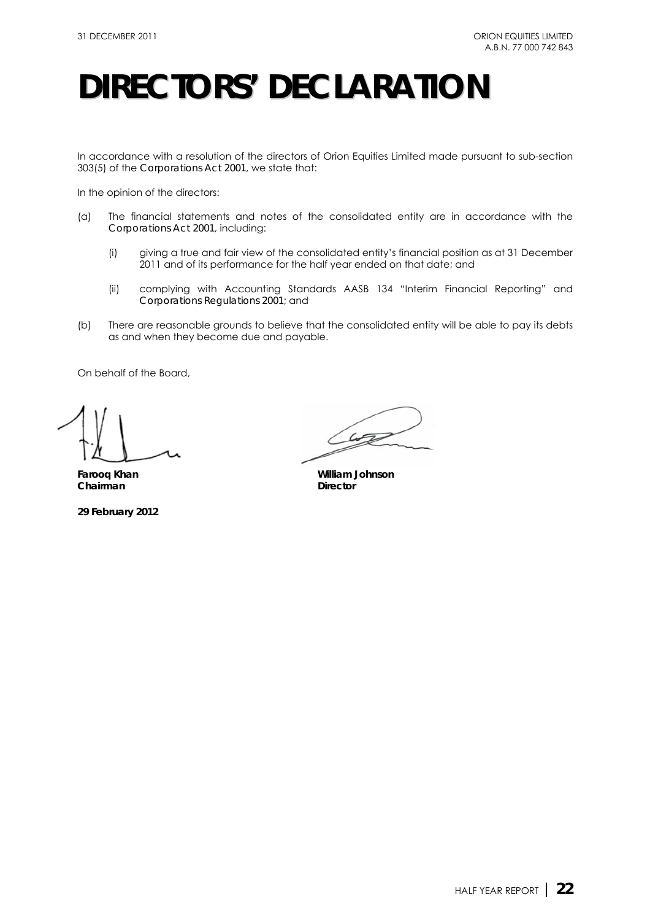# DIRECTORS' DECLARATION

In accordance with a resolution of the directors of Orion Equities Limited made pursuant to sub-section 303(5) of the *Corporations Act 2001*, we state that:

In the opinion of the directors:

(a) The financial statements and notes of the consolidated entity are in accordance with the *Corporations Act 2001*, including:

   (i) giving a true and fair view of the consolidated entity's financial position as at 31 December 2011 and of its performance for the half year ended on that date; and

   (ii) complying with Accounting Standards AASB 134 "Interim Financial Reporting" and *Corporations Regulations 2001*; and

(b) There are reasonable grounds to believe that the consolidated entity will be able to pay its debts as and when they become due and payable.

On behalf of the Board,

**Farooq Khan**
**Chairman**

**William Johnson**
**Director**

**29 February 2012**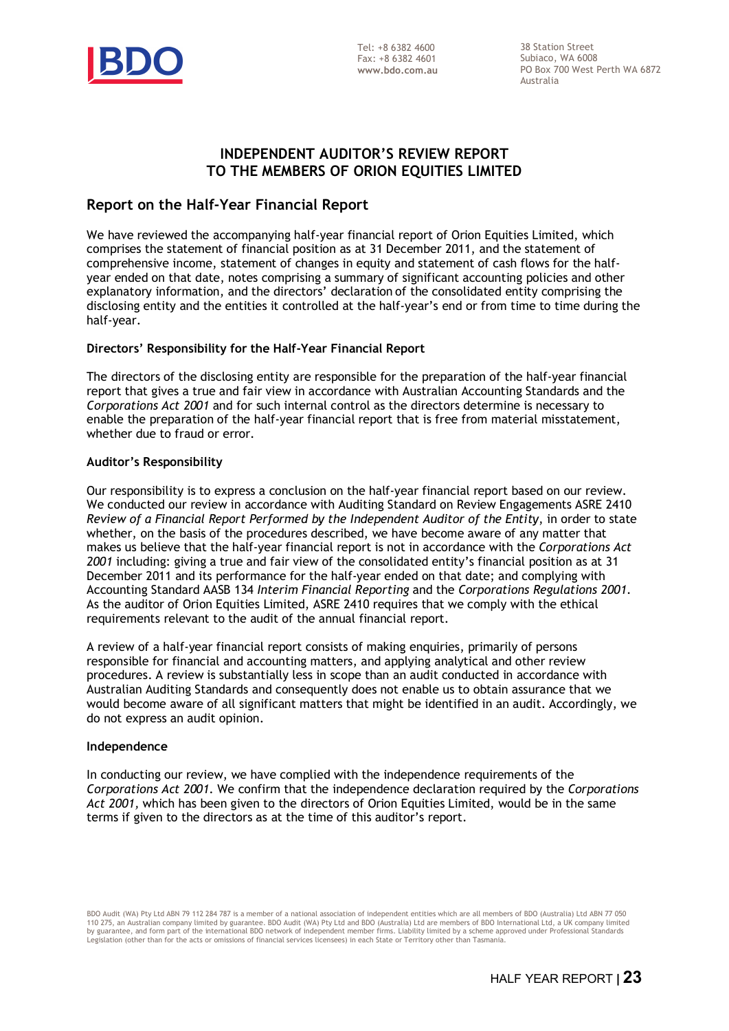Tel: +8 6382 4600
Fax: +8 6382 4601
**www.bdo.com.au**

38 Station Street
Subiaco, WA 6008
PO Box 700 West Perth WA 6872
Australia

# INDEPENDENT AUDITOR'S REVIEW REPORT TO THE MEMBERS OF ORION EQUITIES LIMITED

## Report on the Half-Year Financial Report

We have reviewed the accompanying half-year financial report of Orion Equities Limited, which comprises the statement of financial position as at 31 December 2011, and the statement of comprehensive income, statement of changes in equity and statement of cash flows for the half-year ended on that date, notes comprising a summary of significant accounting policies and other explanatory information, and the directors' declaration of the consolidated entity comprising the disclosing entity and the entities it controlled at the half-year's end or from time to time during the half-year.

### Directors' Responsibility for the Half-Year Financial Report

The directors of the disclosing entity are responsible for the preparation of the half-year financial report that gives a true and fair view in accordance with Australian Accounting Standards and the *Corporations Act 2001* and for such internal control as the directors determine is necessary to enable the preparation of the half-year financial report that is free from material misstatement, whether due to fraud or error.

### Auditor's Responsibility

Our responsibility is to express a conclusion on the half-year financial report based on our review. We conducted our review in accordance with Auditing Standard on Review Engagements ASRE 2410 *Review of a Financial Report Performed by the Independent Auditor of the Entity*, in order to state whether, on the basis of the procedures described, we have become aware of any matter that makes us believe that the half-year financial report is not in accordance with the *Corporations Act 2001* including: giving a true and fair view of the consolidated entity's financial position as at 31 December 2011 and its performance for the half-year ended on that date; and complying with Accounting Standard AASB 134 *Interim Financial Reporting* and the *Corporations Regulations 2001*. As the auditor of Orion Equities Limited, ASRE 2410 requires that we comply with the ethical requirements relevant to the audit of the annual financial report.

A review of a half-year financial report consists of making enquiries, primarily of persons responsible for financial and accounting matters, and applying analytical and other review procedures. A review is substantially less in scope than an audit conducted in accordance with Australian Auditing Standards and consequently does not enable us to obtain assurance that we would become aware of all significant matters that might be identified in an audit. Accordingly, we do not express an audit opinion.

### Independence

In conducting our review, we have complied with the independence requirements of the *Corporations Act 2001*. We confirm that the independence declaration required by the *Corporations Act 2001*, which has been given to the directors of Orion Equities Limited, would be in the same terms if given to the directors as at the time of this auditor's report.

BDO Audit (WA) Pty Ltd ABN 79 112 284 787 is a member of a national association of independent entities which are all members of BDO (Australia) Ltd ABN 77 050 110 275, an Australian company limited by guarantee. BDO Audit (WA) Pty Ltd and BDO (Australia) Ltd are members of BDO International Ltd, a UK company limited by guarantee, and form part of the international BDO network of independent member firms. Liability limited by a scheme approved under Professional Standards Legislation (other than for the acts or omissions of financial services licensees) in each State or Territory other than Tasmania.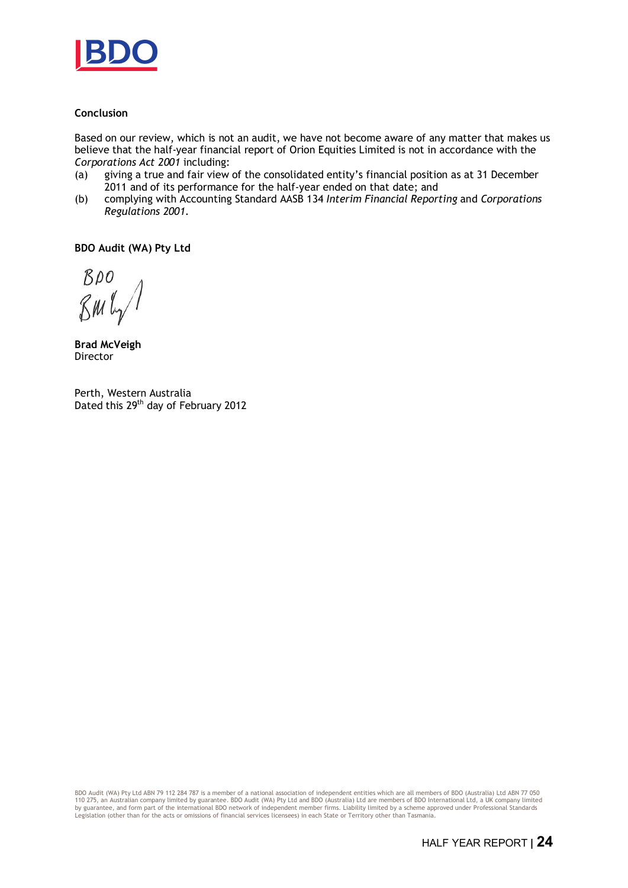**Conclusion**

Based on our review, which is not an audit, we have not become aware of any matter that makes us believe that the half-year financial report of Orion Equities Limited is not in accordance with the *Corporations Act 2001* including:

(a) giving a true and fair view of the consolidated entity's financial position as at 31 December 2011 and of its performance for the half-year ended on that date; and

(b) complying with Accounting Standard AASB 134 *Interim Financial Reporting* and *Corporations Regulations 2001.*

**BDO Audit (WA) Pty Ltd**

BDO

**Brad McVeigh**
Director

Perth, Western Australia
Dated this 29th day of February 2012

BDO Audit (WA) Pty Ltd ABN 79 112 284 787 is a member of a national association of independent entities which are all members of BDO (Australia) Ltd ABN 77 050 110 275, an Australian company limited by guarantee. BDO Audit (WA) Pty Ltd and BDO (Australia) Ltd are members of BDO International Ltd, a UK company limited by guarantee, and form part of the international BDO network of independent member firms. Liability limited by a scheme approved under Professional Standards Legislation (other than for the acts or omissions of financial services licensees) in each State or Territory other than Tasmania.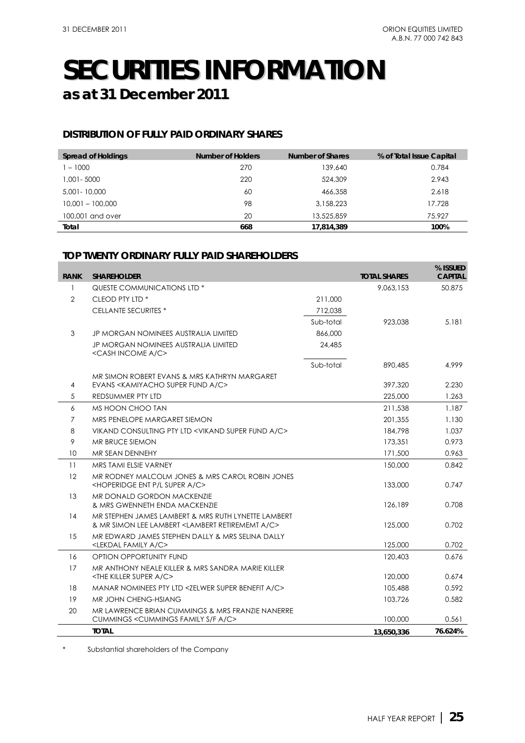# SECURITIES INFORMATION

## as at 31 December 2011

### DISTRIBUTION OF FULLY PAID ORDINARY SHARES

| Spread of Holdings | Number of Holders | Number of Shares | % of Total Issue Capital |
|---|---|---|---|
| 1 – 1000 | 270 | 139,640 | 0.784 |
| 1,001- 5000 | 220 | 524,309 | 2.943 |
| 5,001- 10,000 | 60 | 466,358 | 2.618 |
| 10,001 – 100,000 | 98 | 3,158,223 | 17.728 |
| 100,001 and over | 20 | 13,525,859 | 75.927 |
| **Total** | **668** | **17,814,389** | **100%** |

### TOP TWENTY ORDINARY FULLY PAID SHAREHOLDERS

| RANK | SHAREHOLDER | | TOTAL SHARES | % ISSUED CAPITAL |
|---|---|---|---|---|
| 1 | QUESTE COMMUNICATIONS LTD * | | 9,063,153 | 50.875 |
| 2 | CLEOD PTY LTD * | 211,000 | | |
| | CELLANTE SECURITES * | 712,038 | | |
| | | Sub-total | 923,038 | 5.181 |
| 3 | JP MORGAN NOMINEES AUSTRALIA LIMITED | 866,000 | | |
| | JP MORGAN NOMINEES AUSTRALIA LIMITED <CASH INCOME A/C> | 24,485 | | |
| | | Sub-total | 890,485 | 4.999 |
| 4 | MR SIMON ROBERT EVANS & MRS KATHRYN MARGARET EVANS <KAMIYACHO SUPER FUND A/C> | | 397,320 | 2.230 |
| 5 | REDSUMMER PTY LTD | | 225,000 | 1.263 |
| 6 | MS HOON CHOO TAN | | 211,538 | 1.187 |
| 7 | MRS PENELOPE MARGARET SIEMON | | 201,355 | 1.130 |
| 8 | VIKAND CONSULTING PTY LTD <VIKAND SUPER FUND A/C> | | 184,798 | 1.037 |
| 9 | MR BRUCE SIEMON | | 173,351 | 0.973 |
| 10 | MR SEAN DENNEHY | | 171,500 | 0.963 |
| 11 | MRS TAMI ELSIE VARNEY | | 150,000 | 0.842 |
| 12 | MR RODNEY MALCOLM JONES & MRS CAROL ROBIN JONES <HOPERIDGE ENT P/L SUPER A/C> | | 133,000 | 0.747 |
| 13 | MR DONALD GORDON MACKENZIE & MRS GWENNETH ENDA MACKENZIE | | 126,189 | 0.708 |
| 14 | MR STEPHEN JAMES LAMBERT & MRS RUTH LYNETTE LAMBERT & MR SIMON LEE LAMBERT <LAMBERT RETIREMEMT A/C> | | 125,000 | 0.702 |
| 15 | MR EDWARD JAMES STEPHEN DALLY & MRS SELINA DALLY <LEKDAL FAMILY A/C> | | 125,000 | 0.702 |
| 16 | OPTION OPPORTUNITY FUND | | 120,403 | 0.676 |
| 17 | MR ANTHONY NEALE KILLER & MRS SANDRA MARIE KILLER <THE KILLER SUPER A/C> | | 120,000 | 0.674 |
| 18 | MANAR NOMINEES PTY LTD <ZELWER SUPER BENEFIT A/C> | | 105,488 | 0.592 |
| 19 | MR JOHN CHENG-HSIANG | | 103,726 | 0.582 |
| 20 | MR LAWRENCE BRIAN CUMMINGS & MRS FRANZIE NANERRE CUMMINGS <CUMMINGS FAMILY S/F A/C> | | 100,000 | 0.561 |
| | **TOTAL** | | **13,650,336** | **76.624%** |

\* Substantial shareholders of the Company